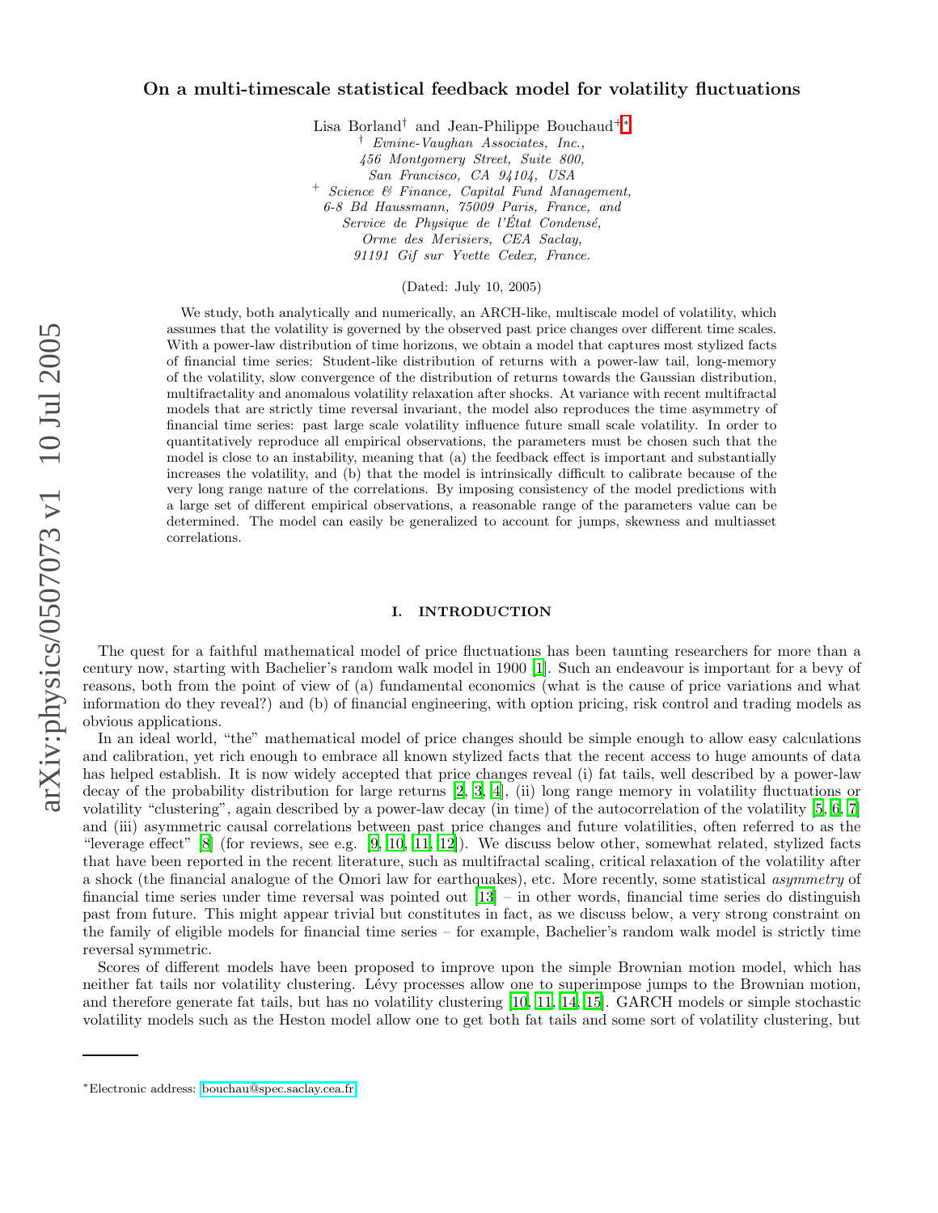# On a multi-timescale statistical feedback model for volatility fluctuations

Lisa Borland[†] and Jean-Philippe Bouchaud[+][*]

[†] *Evnine-Vaughan Associates, Inc.,*
*456 Montgomery Street, Suite 800,*
*San Francisco, CA 94104, USA*

[+] *Science & Finance, Capital Fund Management,*
*6-8 Bd Haussmann, 75009 Paris, France, and*
*Service de Physique de l'État Condensé,*
*Orme des Merisiers, CEA Saclay,*
*91191 Gif sur Yvette Cedex, France.*

(Dated: July 10, 2005)

We study, both analytically and numerically, an ARCH-like, multiscale model of volatility, which assumes that the volatility is governed by the observed past price changes over different time scales. With a power-law distribution of time horizons, we obtain a model that captures most stylized facts of financial time series: Student-like distribution of returns with a power-law tail, long-memory of the volatility, slow convergence of the distribution of returns towards the Gaussian distribution, multifractality and anomalous volatility relaxation after shocks. At variance with recent multifractal models that are strictly time reversal invariant, the model also reproduces the time asymmetry of financial time series: past large scale volatility influence future small scale volatility. In order to quantitatively reproduce all empirical observations, the parameters must be chosen such that the model is close to an instability, meaning that (a) the feedback effect is important and substantially increases the volatility, and (b) that the model is intrinsically difficult to calibrate because of the very long range nature of the correlations. By imposing consistency of the model predictions with a large set of different empirical observations, a reasonable range of the parameters value can be determined. The model can easily be generalized to account for jumps, skewness and multiasset correlations.

## I. INTRODUCTION

The quest for a faithful mathematical model of price fluctuations has been taunting researchers for more than a century now, starting with Bachelier's random walk model in 1900 [1]. Such an endeavour is important for a bevy of reasons, both from the point of view of (a) fundamental economics (what is the cause of price variations and what information do they reveal?) and (b) of financial engineering, with option pricing, risk control and trading models as obvious applications.

In an ideal world, "the" mathematical model of price changes should be simple enough to allow easy calculations and calibration, yet rich enough to embrace all known stylized facts that the recent access to huge amounts of data has helped establish. It is now widely accepted that price changes reveal (i) fat tails, well described by a power-law decay of the probability distribution for large returns [2, 3, 4], (ii) long range memory in volatility fluctuations or volatility "clustering", again described by a power-law decay (in time) of the autocorrelation of the volatility [5, 6, 7] and (iii) asymmetric causal correlations between past price changes and future volatilities, often referred to as the "leverage effect" [8] (for reviews, see e.g. [9, 10, 11, 12]). We discuss below other, somewhat related, stylized facts that have been reported in the recent literature, such as multifractal scaling, critical relaxation of the volatility after a shock (the financial analogue of the Omori law for earthquakes), etc. More recently, some statistical *asymmetry* of financial time series under time reversal was pointed out [13] – in other words, financial time series do distinguish past from future. This might appear trivial but constitutes in fact, as we discuss below, a very strong constraint on the family of eligible models for financial time series – for example, Bachelier's random walk model is strictly time reversal symmetric.

Scores of different models have been proposed to improve upon the simple Brownian motion model, which has neither fat tails nor volatility clustering. Lévy processes allow one to superimpose jumps to the Brownian motion, and therefore generate fat tails, but has no volatility clustering [10, 11, 14, 15]. GARCH models or simple stochastic volatility models such as the Heston model allow one to get both fat tails and some sort of volatility clustering, but

---

[*]Electronic address: bouchau@spec.saclay.cea.fr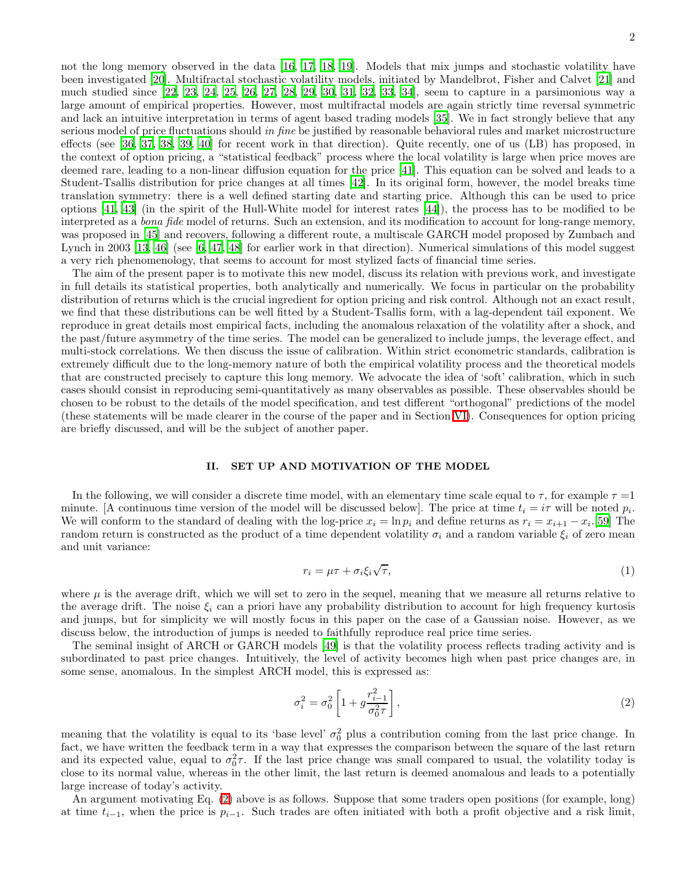not the long memory observed in the data [16, 17, 18, 19]. Models that mix jumps and stochastic volatility have been investigated [20]. Multifractal stochastic volatility models, initiated by Mandelbrot, Fisher and Calvet [21] and much studied since [22, 23, 24, 25, 26, 27, 28, 29, 30, 31, 32, 33, 34], seem to capture in a parsimonious way a large amount of empirical properties. However, most multifractal models are again strictly time reversal symmetric and lack an intuitive interpretation in terms of agent based trading models [35]. We in fact strongly believe that any serious model of price fluctuations should *in fine* be justified by reasonable behavioral rules and market microstructure effects (see [36, 37, 38, 39, 40] for recent work in that direction). Quite recently, one of us (LB) has proposed, in the context of option pricing, a "statistical feedback" process where the local volatility is large when price moves are deemed rare, leading to a non-linear diffusion equation for the price [41]. This equation can be solved and leads to a Student-Tsallis distribution for price changes at all times [42]. In its original form, however, the model breaks time translation symmetry: there is a well defined starting date and starting price. Although this can be used to price options [41, 43] (in the spirit of the Hull-White model for interest rates [44]), the process has to be modified to be interpreted as a *bona fide* model of returns. Such an extension, and its modification to account for long-range memory, was proposed in [45] and recovers, following a different route, a multiscale GARCH model proposed by Zumbach and Lynch in 2003 [13, 46] (see [6, 47, 48] for earlier work in that direction). Numerical simulations of this model suggest a very rich phenomenology, that seems to account for most stylized facts of financial time series.

The aim of the present paper is to motivate this new model, discuss its relation with previous work, and investigate in full details its statistical properties, both analytically and numerically. We focus in particular on the probability distribution of returns which is the crucial ingredient for option pricing and risk control. Although not an exact result, we find that these distributions can be well fitted by a Student-Tsallis form, with a lag-dependent tail exponent. We reproduce in great details most empirical facts, including the anomalous relaxation of the volatility after a shock, and the past/future asymmetry of the time series. The model can be generalized to include jumps, the leverage effect, and multi-stock correlations. We then discuss the issue of calibration. Within strict econometric standards, calibration is extremely difficult due to the long-memory nature of both the empirical volatility process and the theoretical models that are constructed precisely to capture this long memory. We advocate the idea of 'soft' calibration, which in such cases should consist in reproducing semi-quantitatively as many observables as possible. These observables should be chosen to be robust to the details of the model specification, and test different "orthogonal" predictions of the model (these statements will be made clearer in the course of the paper and in Section VI). Consequences for option pricing are briefly discussed, and will be the subject of another paper.

## II. SET UP AND MOTIVATION OF THE MODEL

In the following, we will consider a discrete time model, with an elementary time scale equal to $\tau$, for example $\tau = 1$ minute. [A continuous time version of the model will be discussed below]. The price at time $t_i = i\tau$ will be noted $p_i$. We will conform to the standard of dealing with the log-price $x_i = \ln p_i$ and define returns as $r_i = x_{i+1} - x_i$.[59] The random return is constructed as the product of a time dependent volatility $\sigma_i$ and a random variable $\xi_i$ of zero mean and unit variance:

$$r_i = \mu\tau + \sigma_i \xi_i \sqrt{\tau}, \tag{1}$$

where $\mu$ is the average drift, which we will set to zero in the sequel, meaning that we measure all returns relative to the average drift. The noise $\xi_i$ can a priori have any probability distribution to account for high frequency kurtosis and jumps, but for simplicity we will mostly focus in this paper on the case of a Gaussian noise. However, as we discuss below, the introduction of jumps is needed to faithfully reproduce real price time series.

The seminal insight of ARCH or GARCH models [49] is that the volatility process reflects trading activity and is subordinated to past price changes. Intuitively, the level of activity becomes high when past price changes are, in some sense, anomalous. In the simplest ARCH model, this is expressed as:

$$\sigma_i^2 = \sigma_0^2 \left[ 1 + g \frac{r_{i-1}^2}{\sigma_0^2 \tau} \right], \tag{2}$$

meaning that the volatility is equal to its 'base level' $\sigma_0^2$ plus a contribution coming from the last price change. In fact, we have written the feedback term in a way that expresses the comparison between the square of the last return and its expected value, equal to $\sigma_0^2 \tau$. If the last price change was small compared to usual, the volatility today is close to its normal value, whereas in the other limit, the last return is deemed anomalous and leads to a potentially large increase of today's activity.

An argument motivating Eq. (2) above is as follows. Suppose that some traders open positions (for example, long) at time $t_{i-1}$, when the price is $p_{i-1}$. Such trades are often initiated with both a profit objective and a risk limit,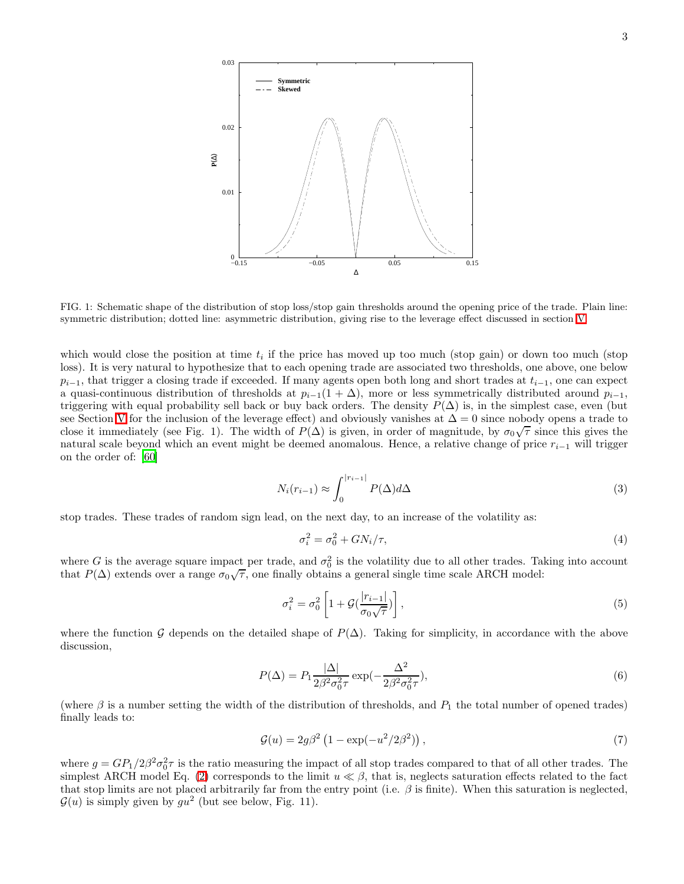FIG. 1: Schematic shape of the distribution of stop loss/stop gain thresholds around the opening price of the trade. Plain line: symmetric distribution; dotted line: asymmetric distribution, giving rise to the leverage effect discussed in section V.

which would close the position at time $t_i$ if the price has moved up too much (stop gain) or down too much (stop loss). It is very natural to hypothesize that to each opening trade are associated two thresholds, one above, one below $p_{i-1}$, that trigger a closing trade if exceeded. If many agents open both long and short trades at $t_{i-1}$, one can expect a quasi-continuous distribution of thresholds at $p_{i-1}(1+\Delta)$, more or less symmetrically distributed around $p_{i-1}$, triggering with equal probability sell back or buy back orders. The density $P(\Delta)$ is, in the simplest case, even (but see Section V for the inclusion of the leverage effect) and obviously vanishes at $\Delta = 0$ since nobody opens a trade to close it immediately (see Fig. 1). The width of $P(\Delta)$ is given, in order of magnitude, by $\sigma_0\sqrt{\tau}$ since this gives the natural scale beyond which an event might be deemed anomalous. Hence, a relative change of price $r_{i-1}$ will trigger on the order of: [60]

$$N_i(r_{i-1}) \approx \int_0^{|r_{i-1}|} P(\Delta) d\Delta \tag{3}$$

stop trades. These trades of random sign lead, on the next day, to an increase of the volatility as:

$$\sigma_i^2 = \sigma_0^2 + GN_i/\tau, \tag{4}$$

where $G$ is the average square impact per trade, and $\sigma_0^2$ is the volatility due to all other trades. Taking into account that $P(\Delta)$ extends over a range $\sigma_0\sqrt{\tau}$, one finally obtains a general single time scale ARCH model:

$$\sigma_i^2 = \sigma_0^2 \left[1 + \mathcal{G}(\frac{|r_{i-1}|}{\sigma_0\sqrt{\tau}})\right], \tag{5}$$

where the function $\mathcal{G}$ depends on the detailed shape of $P(\Delta)$. Taking for simplicity, in accordance with the above discussion,

$$P(\Delta) = P_1 \frac{|\Delta|}{2\beta^2\sigma_0^2\tau} \exp(-\frac{\Delta^2}{2\beta^2\sigma_0^2\tau}), \tag{6}$$

(where $\beta$ is a number setting the width of the distribution of thresholds, and $P_1$ the total number of opened trades) finally leads to:

$$\mathcal{G}(u) = 2g\beta^2\left(1 - \exp(-u^2/2\beta^2)\right), \tag{7}$$

where $g = GP_1/2\beta^2\sigma_0^2\tau$ is the ratio measuring the impact of all stop trades compared to that of all other trades. The simplest ARCH model Eq. (2) corresponds to the limit $u \ll \beta$, that is, neglects saturation effects related to the fact that stop limits are not placed arbitrarily far from the entry point (i.e. $\beta$ is finite). When this saturation is neglected, $\mathcal{G}(u)$ is simply given by $gu^2$ (but see below, Fig. 11).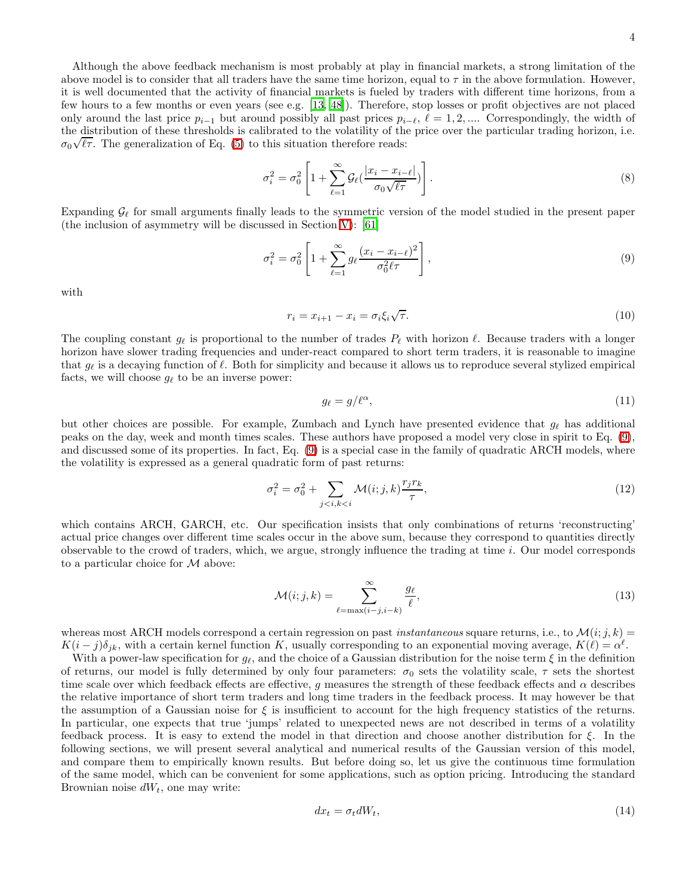Although the above feedback mechanism is most probably at play in financial markets, a strong limitation of the above model is to consider that all traders have the same time horizon, equal to $\tau$ in the above formulation. However, it is well documented that the activity of financial markets is fueled by traders with different time horizons, from a few hours to a few months or even years (see e.g. [13, 48]). Therefore, stop losses or profit objectives are not placed only around the last price $p_{i-1}$ but around possibly all past prices $p_{i-\ell}$, $\ell = 1, 2, ....$ Correspondingly, the width of the distribution of these thresholds is calibrated to the volatility of the price over the particular trading horizon, i.e. $\sigma_0\sqrt{\ell\tau}$. The generalization of Eq. (5) to this situation therefore reads:

$$\sigma_i^2 = \sigma_0^2 \left[1 + \sum_{\ell=1}^{\infty} \mathcal{G}_\ell(\frac{|x_i - x_{i-\ell}|}{\sigma_0\sqrt{\ell\tau}})\right]. \tag{8}$$

Expanding $\mathcal{G}_\ell$ for small arguments finally leads to the symmetric version of the model studied in the present paper (the inclusion of asymmetry will be discussed in Section V): [61]

$$\sigma_i^2 = \sigma_0^2 \left[1 + \sum_{\ell=1}^{\infty} g_\ell \frac{(x_i - x_{i-\ell})^2}{\sigma_0^2 \ell\tau}\right], \tag{9}$$

with

$$r_i = x_{i+1} - x_i = \sigma_i \xi_i \sqrt{\tau}. \tag{10}$$

The coupling constant $g_\ell$ is proportional to the number of trades $P_\ell$ with horizon $\ell$. Because traders with a longer horizon have slower trading frequencies and under-react compared to short term traders, it is reasonable to imagine that $g_\ell$ is a decaying function of $\ell$. Both for simplicity and because it allows us to reproduce several stylized empirical facts, we will choose $g_\ell$ to be an inverse power:

$$g_\ell = g/\ell^\alpha, \tag{11}$$

but other choices are possible. For example, Zumbach and Lynch have presented evidence that $g_\ell$ has additional peaks on the day, week and month times scales. These authors have proposed a model very close in spirit to Eq. (9), and discussed some of its properties. In fact, Eq. (9) is a special case in the family of quadratic ARCH models, where the volatility is expressed as a general quadratic form of past returns:

$$\sigma_i^2 = \sigma_0^2 + \sum_{j<i,k<i} \mathcal{M}(i; j, k)\frac{r_j r_k}{\tau}, \tag{12}$$

which contains ARCH, GARCH, etc. Our specification insists that only combinations of returns 'reconstructing' actual price changes over different time scales occur in the above sum, because they correspond to quantities directly observable to the crowd of traders, which, we argue, strongly influence the trading at time $i$. Our model corresponds to a particular choice for $\mathcal{M}$ above:

$$\mathcal{M}(i; j, k) = \sum_{\ell=\max(i-j,i-k)}^{\infty} \frac{g_\ell}{\ell}, \tag{13}$$

whereas most ARCH models correspond a certain regression on past *instantaneous* square returns, i.e., to $\mathcal{M}(i; j, k) = K(i - j)\delta_{jk}$, with a certain kernel function $K$, usually corresponding to an exponential moving average, $K(\ell) = \alpha^\ell$.

With a power-law specification for $g_\ell$, and the choice of a Gaussian distribution for the noise term $\xi$ in the definition of returns, our model is fully determined by only four parameters: $\sigma_0$ sets the volatility scale, $\tau$ sets the shortest time scale over which feedback effects are effective, $g$ measures the strength of these feedback effects and $\alpha$ describes the relative importance of short term traders and long time traders in the feedback process. It may however be that the assumption of a Gaussian noise for $\xi$ is insufficient to account for the high frequency statistics of the returns. In particular, one expects that true 'jumps' related to unexpected news are not described in terms of a volatility feedback process. It is easy to extend the model in that direction and choose another distribution for $\xi$. In the following sections, we will present several analytical and numerical results of the Gaussian version of this model, and compare them to empirically known results. But before doing so, let us give the continuous time formulation of the same model, which can be convenient for some applications, such as option pricing. Introducing the standard Brownian noise $dW_t$, one may write:

$$dx_t = \sigma_t dW_t, \tag{14}$$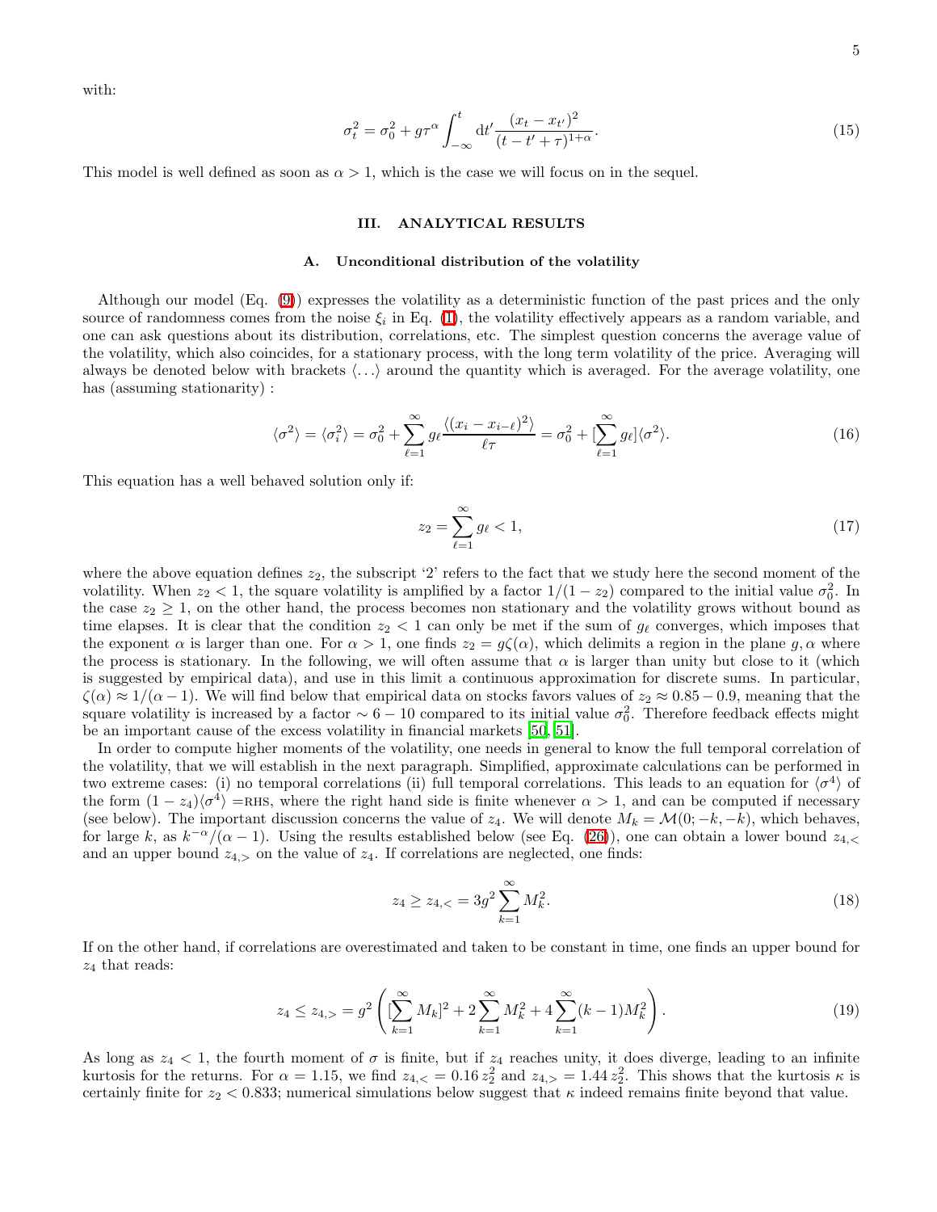with:

$$\sigma_t^2 = \sigma_0^2 + g\tau^\alpha \int_{-\infty}^{t} \mathrm{d}t' \frac{(x_t - x_{t'})^2}{(t - t' + \tau)^{1+\alpha}}. \tag{15}$$

This model is well defined as soon as $\alpha > 1$, which is the case we will focus on in the sequel.

## III. ANALYTICAL RESULTS

### A. Unconditional distribution of the volatility

Although our model (Eq. (9)) expresses the volatility as a deterministic function of the past prices and the only source of randomness comes from the noise $\xi_i$ in Eq. (1), the volatility effectively appears as a random variable, and one can ask questions about its distribution, correlations, etc. The simplest question concerns the average value of the volatility, which also coincides, for a stationary process, with the long term volatility of the price. Averaging will always be denoted below with brackets $\langle \ldots \rangle$ around the quantity which is averaged. For the average volatility, one has (assuming stationarity) :

$$\langle \sigma^2 \rangle = \langle \sigma_i^2 \rangle = \sigma_0^2 + \sum_{\ell=1}^{\infty} g_\ell \frac{\langle (x_i - x_{i-\ell})^2 \rangle}{\ell \tau} = \sigma_0^2 + [\sum_{\ell=1}^{\infty} g_\ell] \langle \sigma^2 \rangle. \tag{16}$$

This equation has a well behaved solution only if:

$$z_2 = \sum_{\ell=1}^{\infty} g_\ell < 1, \tag{17}$$

where the above equation defines $z_2$, the subscript '2' refers to the fact that we study here the second moment of the volatility. When $z_2 < 1$, the square volatility is amplified by a factor $1/(1 - z_2)$ compared to the initial value $\sigma_0^2$. In the case $z_2 \geq 1$, on the other hand, the process becomes non stationary and the volatility grows without bound as time elapses. It is clear that the condition $z_2 < 1$ can only be met if the sum of $g_\ell$ converges, which imposes that the exponent $\alpha$ is larger than one. For $\alpha > 1$, one finds $z_2 = g\zeta(\alpha)$, which delimits a region in the plane $g, \alpha$ where the process is stationary. In the following, we will often assume that $\alpha$ is larger than unity but close to it (which is suggested by empirical data), and use in this limit a continuous approximation for discrete sums. In particular, $\zeta(\alpha) \approx 1/(\alpha - 1)$. We will find below that empirical data on stocks favors values of $z_2 \approx 0.85 - 0.9$, meaning that the square volatility is increased by a factor $\sim 6 - 10$ compared to its initial value $\sigma_0^2$. Therefore feedback effects might be an important cause of the excess volatility in financial markets [50, 51].

In order to compute higher moments of the volatility, one needs in general to know the full temporal correlation of the volatility, that we will establish in the next paragraph. Simplified, approximate calculations can be performed in two extreme cases: (i) no temporal correlations (ii) full temporal correlations. This leads to an equation for $\langle \sigma^4 \rangle$ of the form $(1 - z_4)\langle \sigma^4 \rangle =$RHS, where the right hand side is finite whenever $\alpha > 1$, and can be computed if necessary (see below). The important discussion concerns the value of $z_4$. We will denote $M_k = \mathcal{M}(0; -k, -k)$, which behaves, for large $k$, as $k^{-\alpha}/(\alpha - 1)$. Using the results established below (see Eq. (26)), one can obtain a lower bound $z_{4,<}$ and an upper bound $z_{4,>}$ on the value of $z_4$. If correlations are neglected, one finds:

$$z_4 \geq z_{4,<} = 3g^2 \sum_{k=1}^{\infty} M_k^2. \tag{18}$$

If on the other hand, if correlations are overestimated and taken to be constant in time, one finds an upper bound for $z_4$ that reads:

$$z_4 \leq z_{4,>} = g^2 \left( [\sum_{k=1}^{\infty} M_k]^2 + 2\sum_{k=1}^{\infty} M_k^2 + 4\sum_{k=1}^{\infty} (k-1) M_k^2 \right). \tag{19}$$

As long as $z_4 < 1$, the fourth moment of $\sigma$ is finite, but if $z_4$ reaches unity, it does diverge, leading to an infinite kurtosis for the returns. For $\alpha = 1.15$, we find $z_{4,<} = 0.16\, z_2^2$ and $z_{4,>} = 1.44\, z_2^2$. This shows that the kurtosis $\kappa$ is certainly finite for $z_2 < 0.833$; numerical simulations below suggest that $\kappa$ indeed remains finite beyond that value.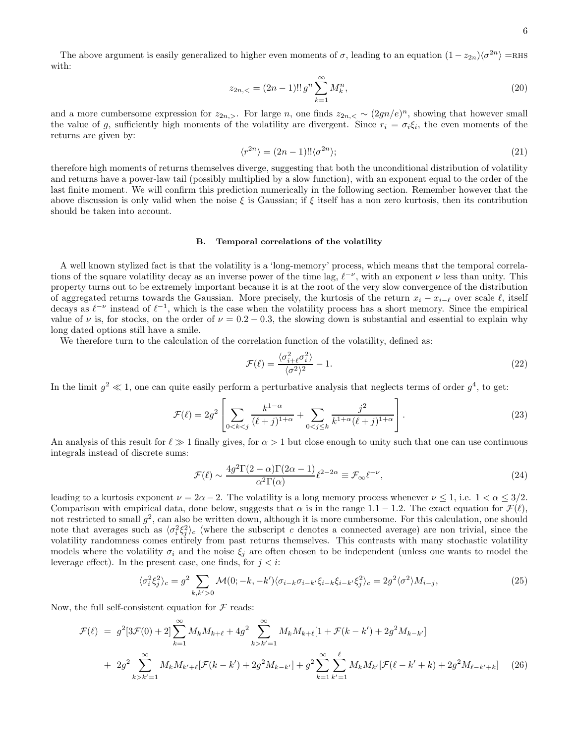The above argument is easily generalized to higher even moments of $\sigma$, leading to an equation $(1 - z_{2n})\langle\sigma^{2n}\rangle =$RHS with:

$$z_{2n,<} = (2n-1)!!\, g^n \sum_{k=1}^{\infty} M_k^n, \tag{20}$$

and a more cumbersome expression for $z_{2n,>}$. For large $n$, one finds $z_{2n,<} \sim (2gn/e)^n$, showing that however small the value of $g$, sufficiently high moments of the volatility are divergent. Since $r_i = \sigma_i \xi_i$, the even moments of the returns are given by:

$$\langle r^{2n}\rangle = (2n-1)!!\langle\sigma^{2n}\rangle; \tag{21}$$

therefore high moments of returns themselves diverge, suggesting that both the unconditional distribution of volatility and returns have a power-law tail (possibly multiplied by a slow function), with an exponent equal to the order of the last finite moment. We will confirm this prediction numerically in the following section. Remember however that the above discussion is only valid when the noise $\xi$ is Gaussian; if $\xi$ itself has a non zero kurtosis, then its contribution should be taken into account.

### B. Temporal correlations of the volatility

A well known stylized fact is that the volatility is a 'long-memory' process, which means that the temporal correlations of the square volatility decay as an inverse power of the time lag, $\ell^{-\nu}$, with an exponent $\nu$ less than unity. This property turns out to be extremely important because it is at the root of the very slow convergence of the distribution of aggregated returns towards the Gaussian. More precisely, the kurtosis of the return $x_i - x_{i-\ell}$ over scale $\ell$, itself decays as $\ell^{-\nu}$ instead of $\ell^{-1}$, which is the case when the volatility process has a short memory. Since the empirical value of $\nu$ is, for stocks, on the order of $\nu = 0.2 - 0.3$, the slowing down is substantial and essential to explain why long dated options still have a smile.

We therefore turn to the calculation of the correlation function of the volatility, defined as:

$$\mathcal{F}(\ell) = \frac{\langle\sigma_{i+\ell}^2\sigma_i^2\rangle}{\langle\sigma^2\rangle^2} - 1. \tag{22}$$

In the limit $g^2 \ll 1$, one can quite easily perform a perturbative analysis that neglects terms of order $g^4$, to get:

$$\mathcal{F}(\ell) = 2g^2\left[\sum_{0<k<j}\frac{k^{1-\alpha}}{(\ell+j)^{1+\alpha}} + \sum_{0<j\leq k}\frac{j^2}{k^{1+\alpha}(\ell+j)^{1+\alpha}}\right]. \tag{23}$$

An analysis of this result for $\ell \gg 1$ finally gives, for $\alpha > 1$ but close enough to unity such that one can use continuous integrals instead of discrete sums:

$$\mathcal{F}(\ell) \sim \frac{4g^2\Gamma(2-\alpha)\Gamma(2\alpha-1)}{\alpha^2\Gamma(\alpha)}\ell^{2-2\alpha} \equiv \mathcal{F}_\infty\ell^{-\nu}, \tag{24}$$

leading to a kurtosis exponent $\nu = 2\alpha - 2$. The volatility is a long memory process whenever $\nu \leq 1$, i.e. $1 < \alpha \leq 3/2$. Comparison with empirical data, done below, suggests that $\alpha$ is in the range $1.1 - 1.2$. The exact equation for $\mathcal{F}(\ell)$, not restricted to small $g^2$, can also be written down, although it is more cumbersome. For this calculation, one should note that averages such as $\langle\sigma_i^2\xi_j^2\rangle_c$ (where the subscript $c$ denotes a connected average) are non trivial, since the volatility randomness comes entirely from past returns themselves. This contrasts with many stochastic volatility models where the volatility $\sigma_i$ and the noise $\xi_j$ are often chosen to be independent (unless one wants to model the leverage effect). In the present case, one finds, for $j < i$:

$$\langle\sigma_i^2\xi_j^2\rangle_c = g^2\sum_{k,k'>0}\mathcal{M}(0;-k,-k')\langle\sigma_{i-k}\sigma_{i-k'}\xi_{i-k}\xi_{i-k'}\xi_j^2\rangle_c = 2g^2\langle\sigma^2\rangle M_{i-j}, \tag{25}$$

Now, the full self-consistent equation for $\mathcal{F}$ reads:

$$\begin{aligned}
\mathcal{F}(\ell) &= g^2[3\mathcal{F}(0)+2]\sum_{k=1}^{\infty}M_kM_{k+\ell} + 4g^2\sum_{k>k'=1}^{\infty}M_kM_{k+\ell}[1+\mathcal{F}(k-k')+2g^2M_{k-k'}] \\
&+ 2g^2\sum_{k>k'=1}^{\infty}M_kM_{k'+\ell}[\mathcal{F}(k-k')+2g^2M_{k-k'}] + g^2\sum_{k=1}^{\infty}\sum_{k'=1}^{\ell}M_kM_{k'}[\mathcal{F}(\ell-k'+k)+2g^2M_{\ell-k'+k}]
\end{aligned} \tag{26}$$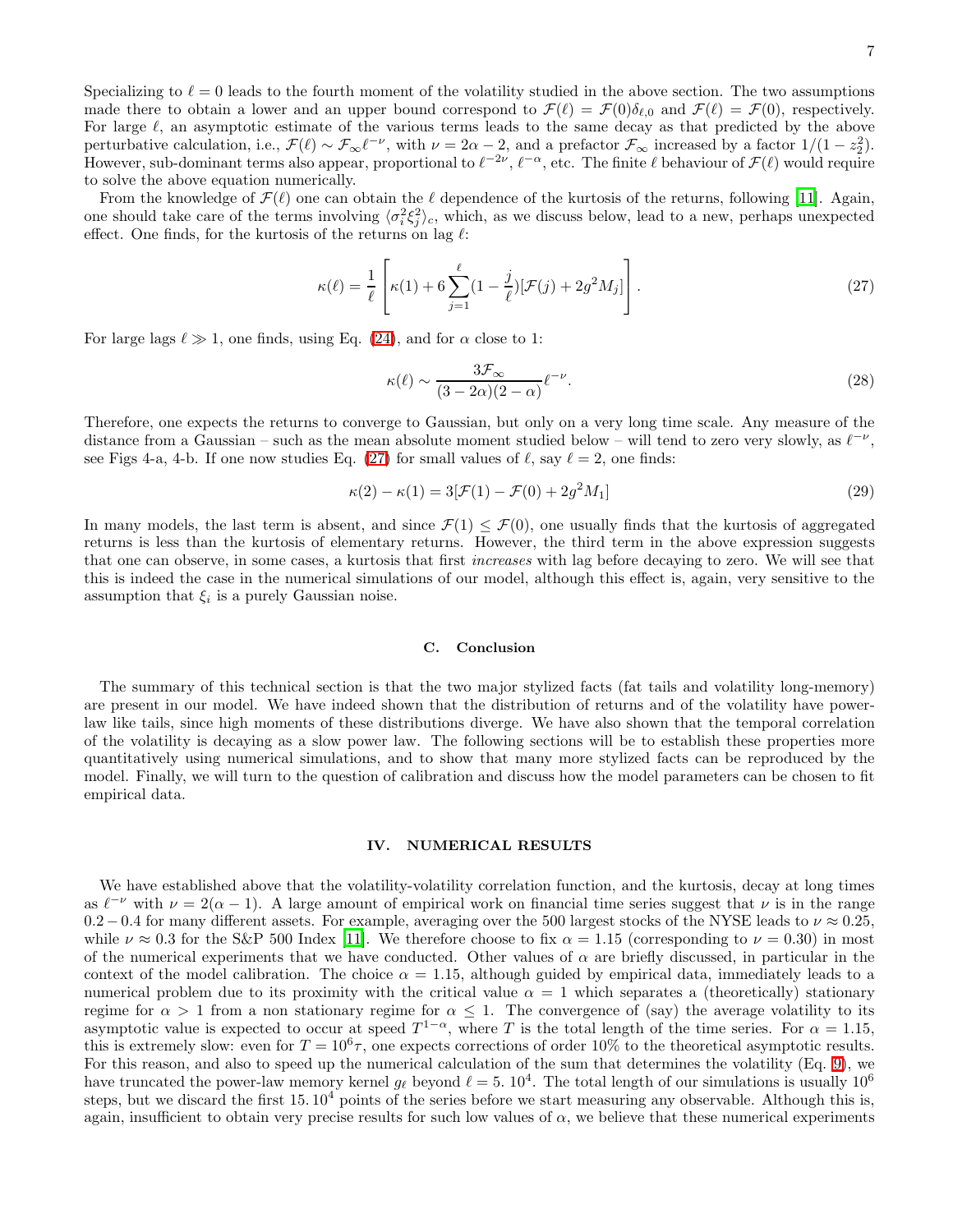Specializing to $\ell = 0$ leads to the fourth moment of the volatility studied in the above section. The two assumptions made there to obtain a lower and an upper bound correspond to $\mathcal{F}(\ell) = \mathcal{F}(0)\delta_{\ell,0}$ and $\mathcal{F}(\ell) = \mathcal{F}(0)$, respectively. For large $\ell$, an asymptotic estimate of the various terms leads to the same decay as that predicted by the above perturbative calculation, i.e., $\mathcal{F}(\ell) \sim \mathcal{F}_\infty \ell^{-\nu}$, with $\nu = 2\alpha - 2$, and a prefactor $\mathcal{F}_\infty$ increased by a factor $1/(1 - z_2^2)$. However, sub-dominant terms also appear, proportional to $\ell^{-2\nu}$, $\ell^{-\alpha}$, etc. The finite $\ell$ behaviour of $\mathcal{F}(\ell)$ would require to solve the above equation numerically.

From the knowledge of $\mathcal{F}(\ell)$ one can obtain the $\ell$ dependence of the kurtosis of the returns, following [11]. Again, one should take care of the terms involving $\langle \sigma_i^2 \xi_j^2 \rangle_c$, which, as we discuss below, lead to a new, perhaps unexpected effect. One finds, for the kurtosis of the returns on lag $\ell$:

$$\kappa(\ell) = \frac{1}{\ell}\left[\kappa(1) + 6\sum_{j=1}^{\ell}(1 - \frac{j}{\ell})[\mathcal{F}(j) + 2g^2 M_j]\right]. \tag{27}$$

For large lags $\ell \gg 1$, one finds, using Eq. (24), and for $\alpha$ close to 1:

$$\kappa(\ell) \sim \frac{3\mathcal{F}_\infty}{(3 - 2\alpha)(2 - \alpha)}\ell^{-\nu}. \tag{28}$$

Therefore, one expects the returns to converge to Gaussian, but only on a very long time scale. Any measure of the distance from a Gaussian – such as the mean absolute moment studied below – will tend to zero very slowly, as $\ell^{-\nu}$, see Figs 4-a, 4-b. If one now studies Eq. (27) for small values of $\ell$, say $\ell = 2$, one finds:

$$\kappa(2) - \kappa(1) = 3[\mathcal{F}(1) - \mathcal{F}(0) + 2g^2 M_1] \tag{29}$$

In many models, the last term is absent, and since $\mathcal{F}(1) \leq \mathcal{F}(0)$, one usually finds that the kurtosis of aggregated returns is less than the kurtosis of elementary returns. However, the third term in the above expression suggests that one can observe, in some cases, a kurtosis that first *increases* with lag before decaying to zero. We will see that this is indeed the case in the numerical simulations of our model, although this effect is, again, very sensitive to the assumption that $\xi_i$ is a purely Gaussian noise.

### C. Conclusion

The summary of this technical section is that the two major stylized facts (fat tails and volatility long-memory) are present in our model. We have indeed shown that the distribution of returns and of the volatility have power-law like tails, since high moments of these distributions diverge. We have also shown that the temporal correlation of the volatility is decaying as a slow power law. The following sections will be to establish these properties more quantitatively using numerical simulations, and to show that many more stylized facts can be reproduced by the model. Finally, we will turn to the question of calibration and discuss how the model parameters can be chosen to fit empirical data.

## IV. NUMERICAL RESULTS

We have established above that the volatility-volatility correlation function, and the kurtosis, decay at long times as $\ell^{-\nu}$ with $\nu = 2(\alpha - 1)$. A large amount of empirical work on financial time series suggest that $\nu$ is in the range $0.2 - 0.4$ for many different assets. For example, averaging over the 500 largest stocks of the NYSE leads to $\nu \approx 0.25$, while $\nu \approx 0.3$ for the S&P 500 Index [11]. We therefore choose to fix $\alpha = 1.15$ (corresponding to $\nu = 0.30$) in most of the numerical experiments that we have conducted. Other values of $\alpha$ are briefly discussed, in particular in the context of the model calibration. The choice $\alpha = 1.15$, although guided by empirical data, immediately leads to a numerical problem due to its proximity with the critical value $\alpha = 1$ which separates a (theoretically) stationary regime for $\alpha > 1$ from a non stationary regime for $\alpha \leq 1$. The convergence of (say) the average volatility to its asymptotic value is expected to occur at speed $T^{1-\alpha}$, where $T$ is the total length of the time series. For $\alpha = 1.15$, this is extremely slow: even for $T = 10^6\tau$, one expects corrections of order 10% to the theoretical asymptotic results. For this reason, and also to speed up the numerical calculation of the sum that determines the volatility (Eq. 9), we have truncated the power-law memory kernel $g_\ell$ beyond $\ell = 5.\,10^4$. The total length of our simulations is usually $10^6$ steps, but we discard the first $15.\,10^4$ points of the series before we start measuring any observable. Although this is, again, insufficient to obtain very precise results for such low values of $\alpha$, we believe that these numerical experiments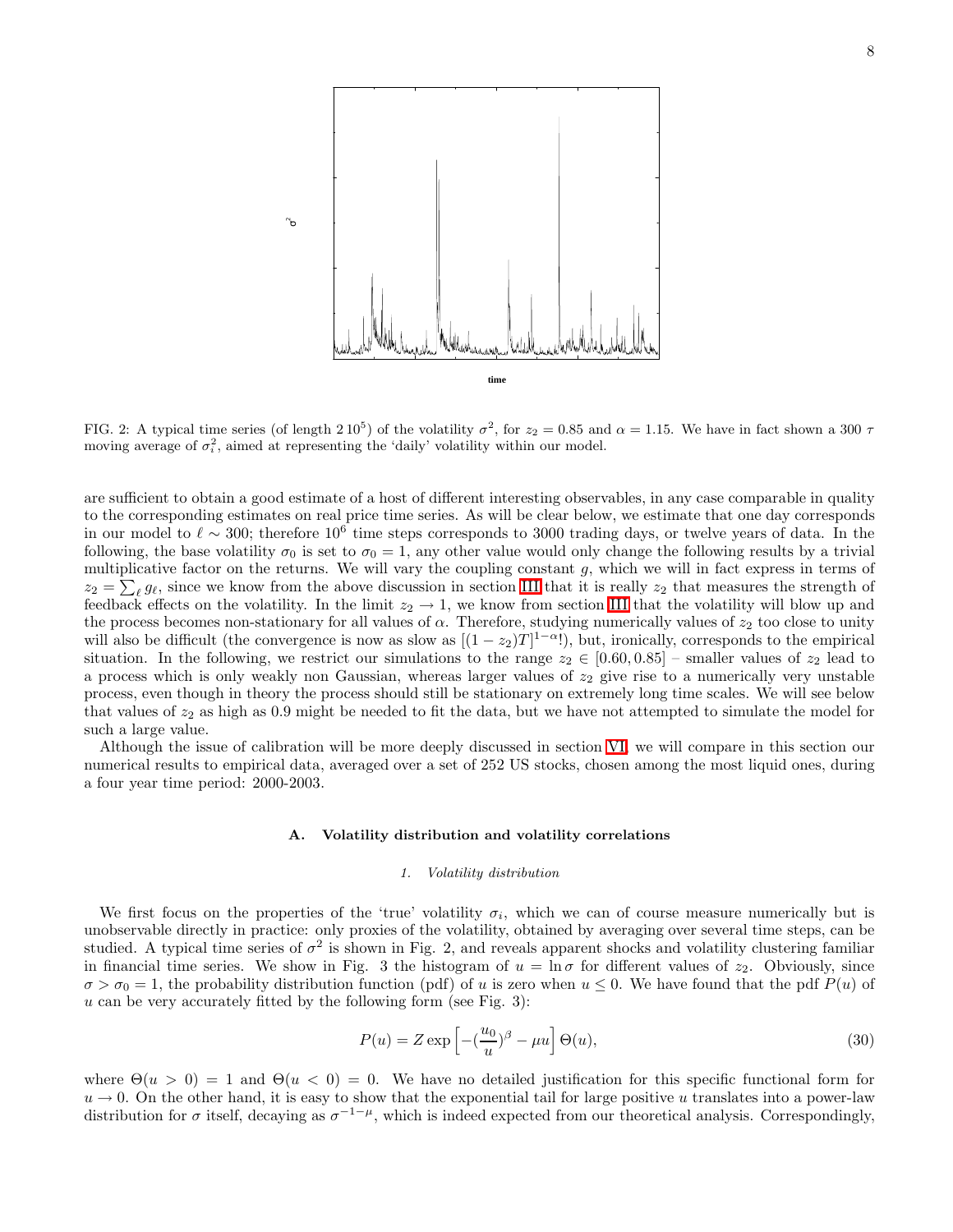FIG. 2: A typical time series (of length $2\,10^5$) of the volatility $\sigma^2$, for $z_2 = 0.85$ and $\alpha = 1.15$. We have in fact shown a 300 $\tau$ moving average of $\sigma_i^2$, aimed at representing the 'daily' volatility within our model.

are sufficient to obtain a good estimate of a host of different interesting observables, in any case comparable in quality to the corresponding estimates on real price time series. As will be clear below, we estimate that one day corresponds in our model to $\ell \sim 300$; therefore $10^6$ time steps corresponds to 3000 trading days, or twelve years of data. In the following, the base volatility $\sigma_0$ is set to $\sigma_0 = 1$, any other value would only change the following results by a trivial multiplicative factor on the returns. We will vary the coupling constant $g$, which we will in fact express in terms of $z_2 = \sum_\ell g_\ell$, since we know from the above discussion in section III that it is really $z_2$ that measures the strength of feedback effects on the volatility. In the limit $z_2 \to 1$, we know from section III that the volatility will blow up and the process becomes non-stationary for all values of $\alpha$. Therefore, studying numerically values of $z_2$ too close to unity will also be difficult (the convergence is now as slow as $[(1-z_2)T]^{1-\alpha}!$), but, ironically, corresponds to the empirical situation. In the following, we restrict our simulations to the range $z_2 \in [0.60, 0.85]$ – smaller values of $z_2$ lead to a process which is only weakly non Gaussian, whereas larger values of $z_2$ give rise to a numerically very unstable process, even though in theory the process should still be stationary on extremely long time scales. We will see below that values of $z_2$ as high as 0.9 might be needed to fit the data, but we have not attempted to simulate the model for such a large value.

Although the issue of calibration will be more deeply discussed in section VI, we will compare in this section our numerical results to empirical data, averaged over a set of 252 US stocks, chosen among the most liquid ones, during a four year time period: 2000-2003.

### A. Volatility distribution and volatility correlations

#### 1. Volatility distribution

We first focus on the properties of the 'true' volatility $\sigma_i$, which we can of course measure numerically but is unobservable directly in practice: only proxies of the volatility, obtained by averaging over several time steps, can be studied. A typical time series of $\sigma^2$ is shown in Fig. 2, and reveals apparent shocks and volatility clustering familiar in financial time series. We show in Fig. 3 the histogram of $u = \ln \sigma$ for different values of $z_2$. Obviously, since $\sigma > \sigma_0 = 1$, the probability distribution function (pdf) of $u$ is zero when $u \leq 0$. We have found that the pdf $P(u)$ of $u$ can be very accurately fitted by the following form (see Fig. 3):

$$P(u) = Z \exp\left[-(\frac{u_0}{u})^\beta - \mu u\right] \Theta(u), \tag{30}$$

where $\Theta(u > 0) = 1$ and $\Theta(u < 0) = 0$. We have no detailed justification for this specific functional form for $u \to 0$. On the other hand, it is easy to show that the exponential tail for large positive $u$ translates into a power-law distribution for $\sigma$ itself, decaying as $\sigma^{-1-\mu}$, which is indeed expected from our theoretical analysis. Correspondingly,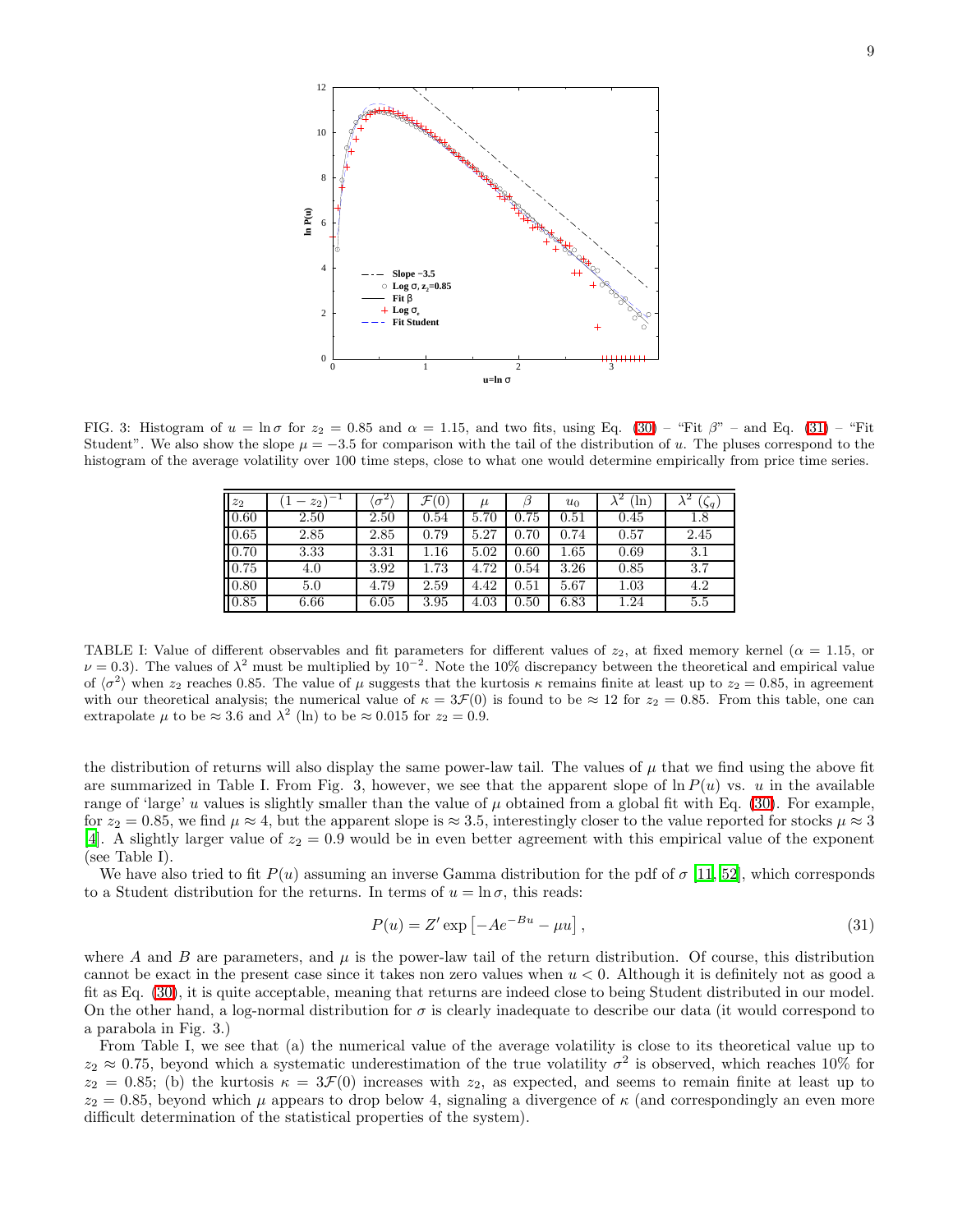FIG. 3: Histogram of $u = \ln \sigma$ for $z_2 = 0.85$ and $\alpha = 1.15$, and two fits, using Eq. (30) – "Fit $\beta$" – and Eq. (31) – "Fit Student". We also show the slope $\mu = -3.5$ for comparison with the tail of the distribution of $u$. The pluses correspond to the histogram of the average volatility over 100 time steps, close to what one would determine empirically from price time series.

| $z_2$ | $(1-z_2)^{-1}$ | $\langle \sigma^2 \rangle$ | $\mathcal{F}(0)$ | $\mu$ | $\beta$ | $u_0$ | $\lambda^2$ (ln) | $\lambda^2$ ($\zeta_q$) |
|---|---|---|---|---|---|---|---|---|
| 0.60 | 2.50 | 2.50 | 0.54 | 5.70 | 0.75 | 0.51 | 0.45 | 1.8 |
| 0.65 | 2.85 | 2.85 | 0.79 | 5.27 | 0.70 | 0.74 | 0.57 | 2.45 |
| 0.70 | 3.33 | 3.31 | 1.16 | 5.02 | 0.60 | 1.65 | 0.69 | 3.1 |
| 0.75 | 4.0 | 3.92 | 1.73 | 4.72 | 0.54 | 3.26 | 0.85 | 3.7 |
| 0.80 | 5.0 | 4.79 | 2.59 | 4.42 | 0.51 | 5.67 | 1.03 | 4.2 |
| 0.85 | 6.66 | 6.05 | 3.95 | 4.03 | 0.50 | 6.83 | 1.24 | 5.5 |

TABLE I: Value of different observables and fit parameters for different values of $z_2$, at fixed memory kernel ($\alpha = 1.15$, or $\nu = 0.3$). The values of $\lambda^2$ must be multiplied by $10^{-2}$. Note the 10% discrepancy between the theoretical and empirical value of $\langle \sigma^2 \rangle$ when $z_2$ reaches 0.85. The value of $\mu$ suggests that the kurtosis $\kappa$ remains finite at least up to $z_2 = 0.85$, in agreement with our theoretical analysis; the numerical value of $\kappa = 3\mathcal{F}(0)$ is found to be $\approx 12$ for $z_2 = 0.85$. From this table, one can extrapolate $\mu$ to be $\approx 3.6$ and $\lambda^2$ (ln) to be $\approx 0.015$ for $z_2 = 0.9$.

the distribution of returns will also display the same power-law tail. The values of $\mu$ that we find using the above fit are summarized in Table I. From Fig. 3, however, we see that the apparent slope of $\ln P(u)$ vs. $u$ in the available range of 'large' $u$ values is slightly smaller than the value of $\mu$ obtained from a global fit with Eq. (30). For example, for $z_2 = 0.85$, we find $\mu \approx 4$, but the apparent slope is $\approx 3.5$, interestingly closer to the value reported for stocks $\mu \approx 3$ [4]. A slightly larger value of $z_2 = 0.9$ would be in even better agreement with this empirical value of the exponent (see Table I).

We have also tried to fit $P(u)$ assuming an inverse Gamma distribution for the pdf of $\sigma$ [11, 52], which corresponds to a Student distribution for the returns. In terms of $u = \ln \sigma$, this reads:

$$P(u) = Z' \exp\left[-Ae^{-Bu} - \mu u\right], \tag{31}$$

where $A$ and $B$ are parameters, and $\mu$ is the power-law tail of the return distribution. Of course, this distribution cannot be exact in the present case since it takes non zero values when $u < 0$. Although it is definitely not as good a fit as Eq. (30), it is quite acceptable, meaning that returns are indeed close to being Student distributed in our model. On the other hand, a log-normal distribution for $\sigma$ is clearly inadequate to describe our data (it would correspond to a parabola in Fig. 3.)

From Table I, we see that (a) the numerical value of the average volatility is close to its theoretical value up to $z_2 \approx 0.75$, beyond which a systematic underestimation of the true volatility $\sigma^2$ is observed, which reaches 10% for $z_2 = 0.85$; (b) the kurtosis $\kappa = 3\mathcal{F}(0)$ increases with $z_2$, as expected, and seems to remain finite at least up to $z_2 = 0.85$, beyond which $\mu$ appears to drop below 4, signaling a divergence of $\kappa$ (and correspondingly an even more difficult determination of the statistical properties of the system).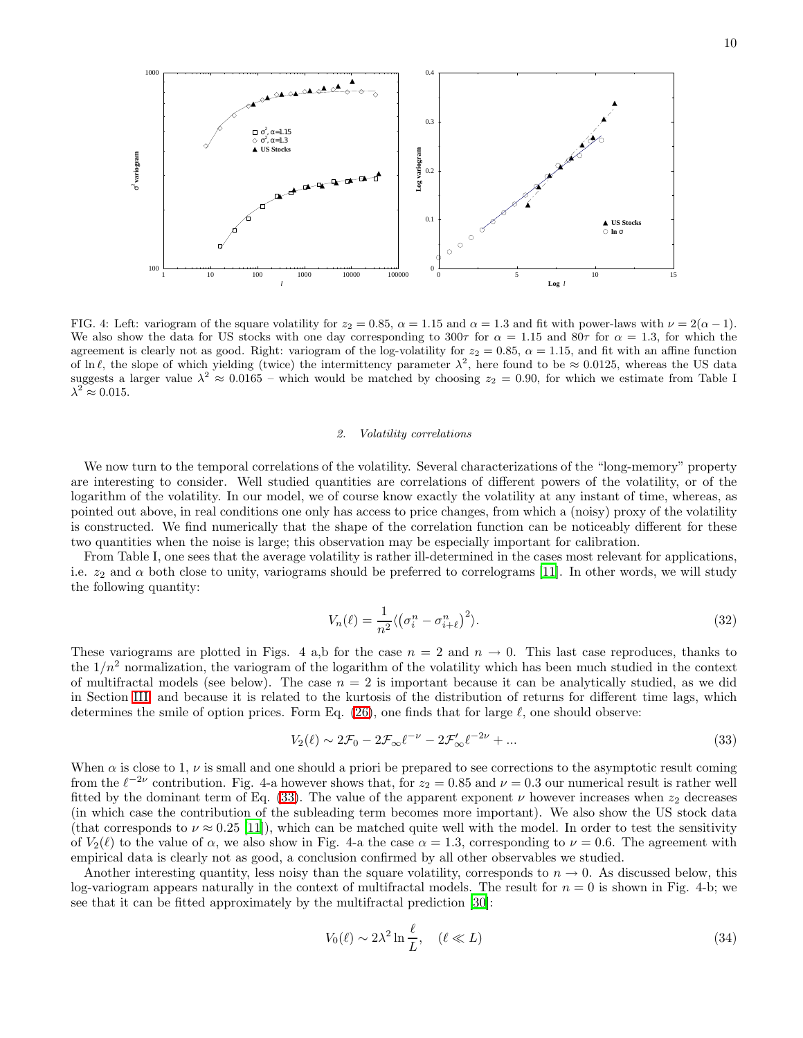FIG. 4: Left: variogram of the square volatility for $z_2 = 0.85$, $\alpha = 1.15$ and $\alpha = 1.3$ and fit with power-laws with $\nu = 2(\alpha - 1)$. We also show the data for US stocks with one day corresponding to $300\tau$ for $\alpha = 1.15$ and $80\tau$ for $\alpha = 1.3$, for which the agreement is clearly not as good. Right: variogram of the log-volatility for $z_2 = 0.85$, $\alpha = 1.15$, and fit with an affine function of $\ln \ell$, the slope of which yielding (twice) the intermittency parameter $\lambda^2$, here found to be $\approx 0.0125$, whereas the US data suggests a larger value $\lambda^2 \approx 0.0165$ – which would be matched by choosing $z_2 = 0.90$, for which we estimate from Table I $\lambda^2 \approx 0.015$.

### 2. Volatility correlations

We now turn to the temporal correlations of the volatility. Several characterizations of the "long-memory" property are interesting to consider. Well studied quantities are correlations of different powers of the volatility, or of the logarithm of the volatility. In our model, we of course know exactly the volatility at any instant of time, whereas, as pointed out above, in real conditions one only has access to price changes, from which a (noisy) proxy of the volatility is constructed. We find numerically that the shape of the correlation function can be noticeably different for these two quantities when the noise is large; this observation may be especially important for calibration.

From Table I, one sees that the average volatility is rather ill-determined in the cases most relevant for applications, i.e. $z_2$ and $\alpha$ both close to unity, variograms should be preferred to correlograms [11]. In other words, we will study the following quantity:

$$V_n(\ell) = \frac{1}{n^2} \langle \left(\sigma_i^n - \sigma_{i+\ell}^n\right)^2 \rangle. \tag{32}$$

These variograms are plotted in Figs. 4 a,b for the case $n = 2$ and $n \to 0$. This last case reproduces, thanks to the $1/n^2$ normalization, the variogram of the logarithm of the volatility which has been much studied in the context of multifractal models (see below). The case $n = 2$ is important because it can be analytically studied, as we did in Section III and because it is related to the kurtosis of the distribution of returns for different time lags, which determines the smile of option prices. Form Eq. (26), one finds that for large $\ell$, one should observe:

$$V_2(\ell) \sim 2\mathcal{F}_0 - 2\mathcal{F}_\infty \ell^{-\nu} - 2\mathcal{F}'_\infty \ell^{-2\nu} + ... \tag{33}$$

When $\alpha$ is close to 1, $\nu$ is small and one should a priori be prepared to see corrections to the asymptotic result coming from the $\ell^{-2\nu}$ contribution. Fig. 4-a however shows that, for $z_2 = 0.85$ and $\nu = 0.3$ our numerical result is rather well fitted by the dominant term of Eq. (33). The value of the apparent exponent $\nu$ however increases when $z_2$ decreases (in which case the contribution of the subleading term becomes more important). We also show the US stock data (that corresponds to $\nu \approx 0.25$ [11]), which can be matched quite well with the model. In order to test the sensitivity of $V_2(\ell)$ to the value of $\alpha$, we also show in Fig. 4-a the case $\alpha = 1.3$, corresponding to $\nu = 0.6$. The agreement with empirical data is clearly not as good, a conclusion confirmed by all other observables we studied.

Another interesting quantity, less noisy than the square volatility, corresponds to $n \to 0$. As discussed below, this log-variogram appears naturally in the context of multifractal models. The result for $n = 0$ is shown in Fig. 4-b; we see that it can be fitted approximately by the multifractal prediction [30]:

$$V_0(\ell) \sim 2\lambda^2 \ln \frac{\ell}{L}, \quad (\ell \ll L) \tag{34}$$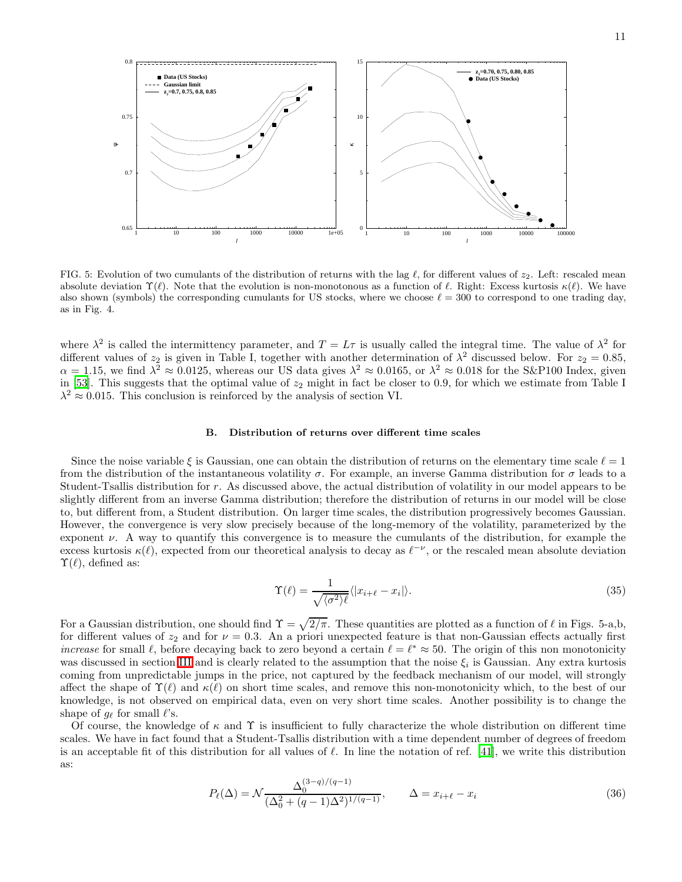FIG. 5: Evolution of two cumulants of the distribution of returns with the lag $\ell$, for different values of $z_2$. Left: rescaled mean absolute deviation $\Upsilon(\ell)$. Note that the evolution is non-monotonous as a function of $\ell$. Right: Excess kurtosis $\kappa(\ell)$. We have also shown (symbols) the corresponding cumulants for US stocks, where we choose $\ell = 300$ to correspond to one trading day, as in Fig. 4.

where $\lambda^2$ is called the intermittency parameter, and $T = L\tau$ is usually called the integral time. The value of $\lambda^2$ for different values of $z_2$ is given in Table I, together with another determination of $\lambda^2$ discussed below. For $z_2 = 0.85$, $\alpha = 1.15$, we find $\lambda^2 \approx 0.0125$, whereas our US data gives $\lambda^2 \approx 0.0165$, or $\lambda^2 \approx 0.018$ for the S&P100 Index, given in [53]. This suggests that the optimal value of $z_2$ might in fact be closer to 0.9, for which we estimate from Table I $\lambda^2 \approx 0.015$. This conclusion is reinforced by the analysis of section VI.

### B. Distribution of returns over different time scales

Since the noise variable $\xi$ is Gaussian, one can obtain the distribution of returns on the elementary time scale $\ell = 1$ from the distribution of the instantaneous volatility $\sigma$. For example, an inverse Gamma distribution for $\sigma$ leads to a Student-Tsallis distribution for $r$. As discussed above, the actual distribution of volatility in our model appears to be slightly different from an inverse Gamma distribution; therefore the distribution of returns in our model will be close to, but different from, a Student distribution. On larger time scales, the distribution progressively becomes Gaussian. However, the convergence is very slow precisely because of the long-memory of the volatility, parameterized by the exponent $\nu$. A way to quantify this convergence is to measure the cumulants of the distribution, for example the excess kurtosis $\kappa(\ell)$, expected from our theoretical analysis to decay as $\ell^{-\nu}$, or the rescaled mean absolute deviation $\Upsilon(\ell)$, defined as:

$$\Upsilon(\ell) = \frac{1}{\sqrt{\langle \sigma^2 \rangle \ell}} \langle |x_{i+\ell} - x_i| \rangle. \tag{35}$$

For a Gaussian distribution, one should find $\Upsilon = \sqrt{2/\pi}$. These quantities are plotted as a function of $\ell$ in Figs. 5-a,b, for different values of $z_2$ and for $\nu = 0.3$. An a priori unexpected feature is that non-Gaussian effects actually first *increase* for small $\ell$, before decaying back to zero beyond a certain $\ell = \ell^* \approx 50$. The origin of this non monotonicity was discussed in section III and is clearly related to the assumption that the noise $\xi_i$ is Gaussian. Any extra kurtosis coming from unpredictable jumps in the price, not captured by the feedback mechanism of our model, will strongly affect the shape of $\Upsilon(\ell)$ and $\kappa(\ell)$ on short time scales, and remove this non-monotonicity which, to the best of our knowledge, is not observed on empirical data, even on very short time scales. Another possibility is to change the shape of $g_\ell$ for small $\ell$'s.

Of course, the knowledge of $\kappa$ and $\Upsilon$ is insufficient to fully characterize the whole distribution on different time scales. We have in fact found that a Student-Tsallis distribution with a time dependent number of degrees of freedom is an acceptable fit of this distribution for all values of $\ell$. In line the notation of ref. [41], we write this distribution as:

$$P_\ell(\Delta) = \mathcal{N} \frac{\Delta_0^{(3-q)/(q-1)}}{(\Delta_0^2 + (q-1)\Delta^2)^{1/(q-1)}}, \qquad \Delta = x_{i+\ell} - x_i \tag{36}$$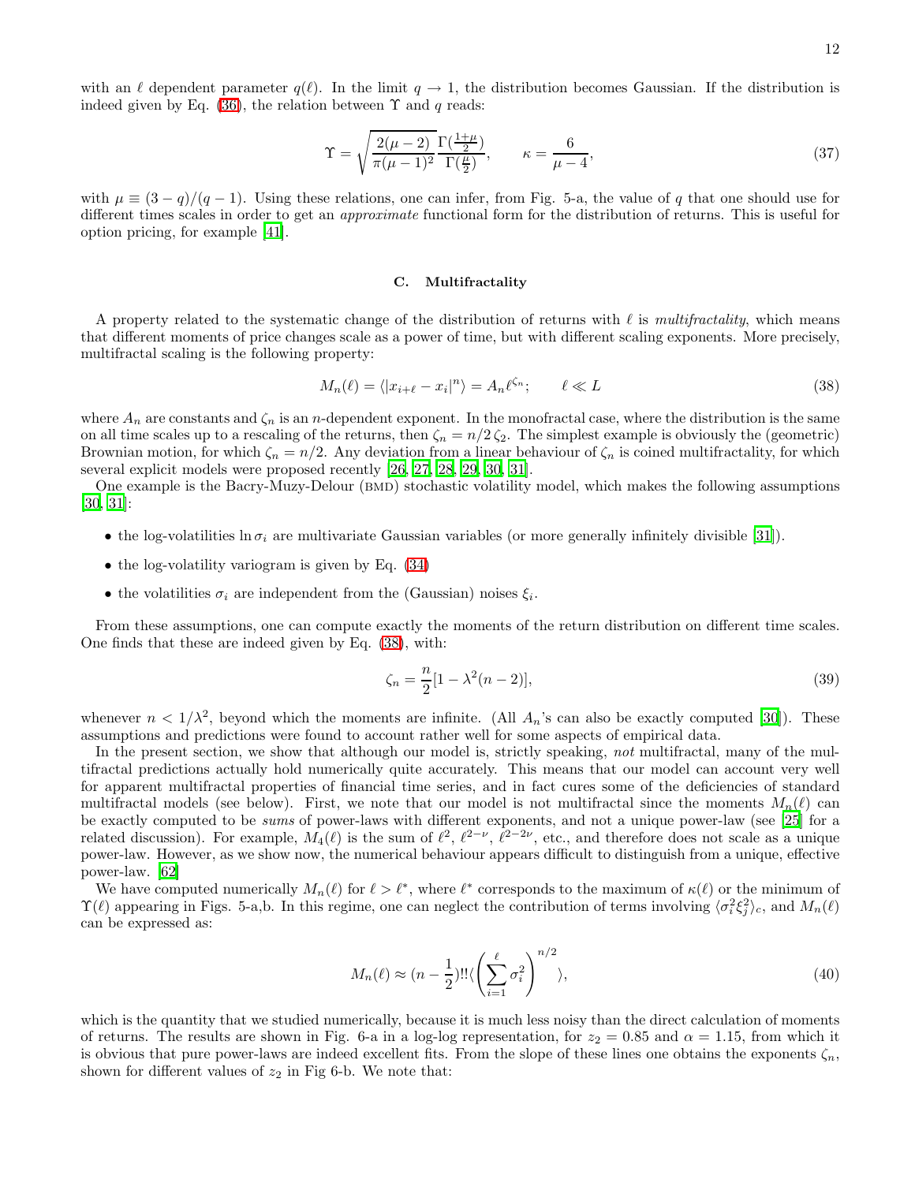with an $\ell$ dependent parameter $q(\ell)$. In the limit $q \to 1$, the distribution becomes Gaussian. If the distribution is indeed given by Eq. (36), the relation between $\Upsilon$ and $q$ reads:

$$\Upsilon = \sqrt{\frac{2(\mu-2)}{\pi(\mu-1)^2}}\frac{\Gamma(\frac{1+\mu}{2})}{\Gamma(\frac{\mu}{2})}, \qquad \kappa = \frac{6}{\mu-4}, \tag{37}$$

with $\mu \equiv (3-q)/(q-1)$. Using these relations, one can infer, from Fig. 5-a, the value of $q$ that one should use for different times scales in order to get an *approximate* functional form for the distribution of returns. This is useful for option pricing, for example [41].

### C. Multifractality

A property related to the systematic change of the distribution of returns with $\ell$ is *multifractality*, which means that different moments of price changes scale as a power of time, but with different scaling exponents. More precisely, multifractal scaling is the following property:

$$M_n(\ell) = \langle |x_{i+\ell} - x_i|^n \rangle = A_n \ell^{\zeta_n}; \qquad \ell \ll L \tag{38}$$

where $A_n$ are constants and $\zeta_n$ is an $n$-dependent exponent. In the monofractal case, where the distribution is the same on all time scales up to a rescaling of the returns, then $\zeta_n = n/2\,\zeta_2$. The simplest example is obviously the (geometric) Brownian motion, for which $\zeta_n = n/2$. Any deviation from a linear behaviour of $\zeta_n$ is coined multifractality, for which several explicit models were proposed recently [26, 27, 28, 29, 30, 31].

One example is the Bacry-Muzy-Delour (BMD) stochastic volatility model, which makes the following assumptions [30, 31]:

- the log-volatilities $\ln \sigma_i$ are multivariate Gaussian variables (or more generally infinitely divisible [31]).
- the log-volatility variogram is given by Eq. (34)
- the volatilities $\sigma_i$ are independent from the (Gaussian) noises $\xi_i$.

From these assumptions, one can compute exactly the moments of the return distribution on different time scales. One finds that these are indeed given by Eq. (38), with:

$$\zeta_n = \frac{n}{2}[1 - \lambda^2(n-2)], \tag{39}$$

whenever $n < 1/\lambda^2$, beyond which the moments are infinite. (All $A_n$'s can also be exactly computed [30]). These assumptions and predictions were found to account rather well for some aspects of empirical data.

In the present section, we show that although our model is, strictly speaking, *not* multifractal, many of the multifractal predictions actually hold numerically quite accurately. This means that our model can account very well for apparent multifractal properties of financial time series, and in fact cures some of the deficiencies of standard multifractal models (see below). First, we note that our model is not multifractal since the moments $M_n(\ell)$ can be exactly computed to be *sums* of power-laws with different exponents, and not a unique power-law (see [25] for a related discussion). For example, $M_4(\ell)$ is the sum of $\ell^2$, $\ell^{2-\nu}$, $\ell^{2-2\nu}$, etc., and therefore does not scale as a unique power-law. However, as we show now, the numerical behaviour appears difficult to distinguish from a unique, effective power-law. [62]

We have computed numerically $M_n(\ell)$ for $\ell > \ell^*$, where $\ell^*$ corresponds to the maximum of $\kappa(\ell)$ or the minimum of $\Upsilon(\ell)$ appearing in Figs. 5-a,b. In this regime, one can neglect the contribution of terms involving $\langle \sigma_i^2 \xi_j^2 \rangle_c$, and $M_n(\ell)$ can be expressed as:

$$M_n(\ell) \approx (n - \frac{1}{2})!!\langle \left( \sum_{i=1}^{\ell} \sigma_i^2 \right)^{n/2} \rangle, \tag{40}$$

which is the quantity that we studied numerically, because it is much less noisy than the direct calculation of moments of returns. The results are shown in Fig. 6-a in a log-log representation, for $z_2 = 0.85$ and $\alpha = 1.15$, from which it is obvious that pure power-laws are indeed excellent fits. From the slope of these lines one obtains the exponents $\zeta_n$, shown for different values of $z_2$ in Fig 6-b. We note that: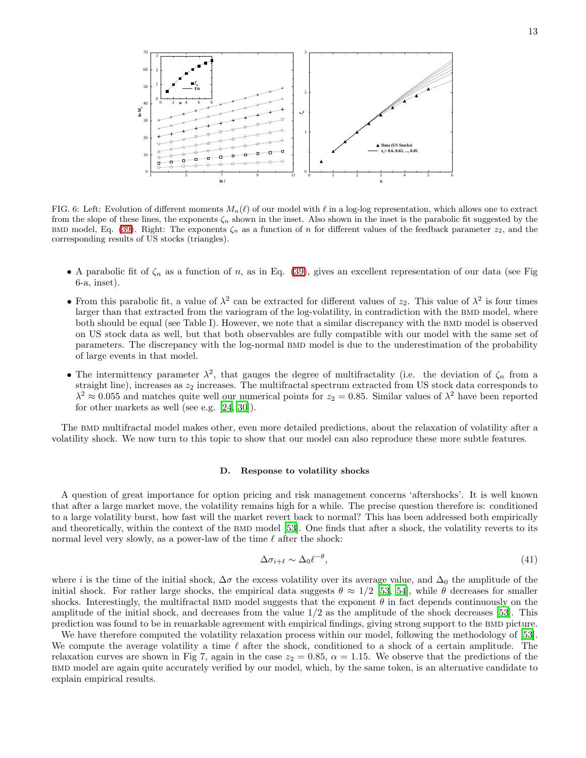FIG. 6: Left: Evolution of different moments $M_n(\ell)$ of our model with $\ell$ in a log-log representation, which allows one to extract from the slope of these lines, the exponents $\zeta_n$ shown in the inset. Also shown in the inset is the parabolic fit suggested by the BMD model, Eq. (39). Right: The exponents $\zeta_n$ as a function of $n$ for different values of the feedback parameter $z_2$, and the corresponding results of US stocks (triangles).

- A parabolic fit of $\zeta_n$ as a function of $n$, as in Eq. (39), gives an excellent representation of our data (see Fig 6-a, inset).
- From this parabolic fit, a value of $\lambda^2$ can be extracted for different values of $z_2$. This value of $\lambda^2$ is four times larger than that extracted from the variogram of the log-volatility, in contradiction with the BMD model, where both should be equal (see Table I). However, we note that a similar discrepancy with the BMD model is observed on US stock data as well, but that both observables are fully compatible with our model with the same set of parameters. The discrepancy with the log-normal BMD model is due to the underestimation of the probability of large events in that model.
- The intermittency parameter $\lambda^2$, that gauges the degree of multifractality (i.e. the deviation of $\zeta_n$ from a straight line), increases as $z_2$ increases. The multifractal spectrum extracted from US stock data corresponds to $\lambda^2 \approx 0.055$ and matches quite well our numerical points for $z_2 = 0.85$. Similar values of $\lambda^2$ have been reported for other markets as well (see e.g. [24, 30]).

The BMD multifractal model makes other, even more detailed predictions, about the relaxation of volatility after a volatility shock. We now turn to this topic to show that our model can also reproduce these more subtle features.

### D. Response to volatility shocks

A question of great importance for option pricing and risk management concerns 'aftershocks'. It is well known that after a large market move, the volatility remains high for a while. The precise question therefore is: conditioned to a large volatility burst, how fast will the market revert back to normal? This has been addressed both empirically and theoretically, within the context of the BMD model [53]. One finds that after a shock, the volatility reverts to its normal level very slowly, as a power-law of the time $\ell$ after the shock:

$$\Delta\sigma_{i+\ell} \sim \Delta_0 \ell^{-\theta}, \tag{41}$$

where $i$ is the time of the initial shock, $\Delta\sigma$ the excess volatility over its average value, and $\Delta_0$ the amplitude of the initial shock. For rather large shocks, the empirical data suggests $\theta \approx 1/2$ [53, 54], while $\theta$ decreases for smaller shocks. Interestingly, the multifractal BMD model suggests that the exponent $\theta$ in fact depends continuously on the amplitude of the initial shock, and decreases from the value $1/2$ as the amplitude of the shock decreases [53]. This prediction was found to be in remarkable agreement with empirical findings, giving strong support to the BMD picture.

We have therefore computed the volatility relaxation process within our model, following the methodology of [53]. We compute the average volatility a time $\ell$ after the shock, conditioned to a shock of a certain amplitude. The relaxation curves are shown in Fig 7, again in the case $z_2 = 0.85$, $\alpha = 1.15$. We observe that the predictions of the BMD model are again quite accurately verified by our model, which, by the same token, is an alternative candidate to explain empirical results.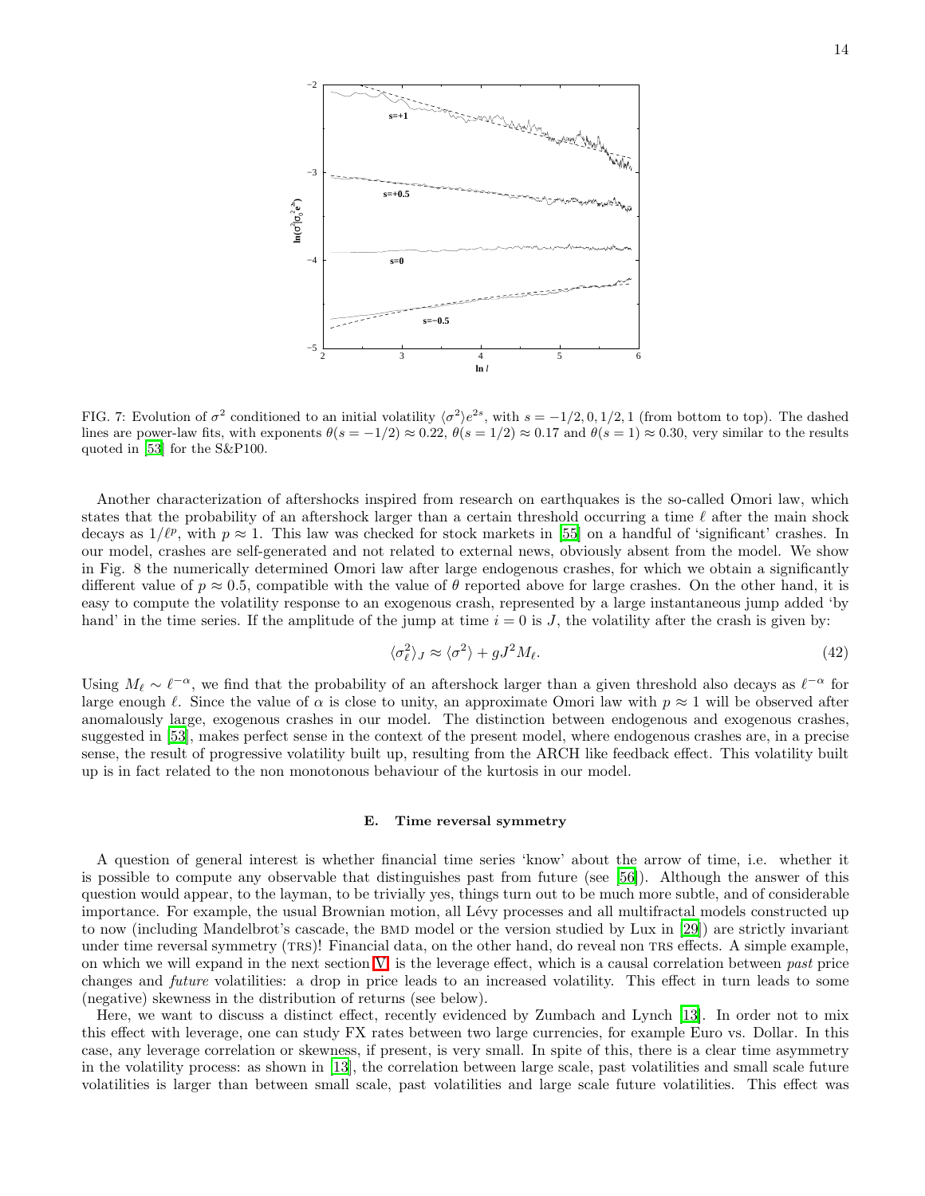FIG. 7: Evolution of $\sigma^2$ conditioned to an initial volatility $\langle\sigma^2\rangle e^{2s}$, with $s = -1/2, 0, 1/2, 1$ (from bottom to top). The dashed lines are power-law fits, with exponents $\theta(s = -1/2) \approx 0.22$, $\theta(s = 1/2) \approx 0.17$ and $\theta(s = 1) \approx 0.30$, very similar to the results quoted in [53] for the S&P100.

Another characterization of aftershocks inspired from research on earthquakes is the so-called Omori law, which states that the probability of an aftershock larger than a certain threshold occurring a time $\ell$ after the main shock decays as $1/\ell^p$, with $p \approx 1$. This law was checked for stock markets in [55] on a handful of 'significant' crashes. In our model, crashes are self-generated and not related to external news, obviously absent from the model. We show in Fig. 8 the numerically determined Omori law after large endogenous crashes, for which we obtain a significantly different value of $p \approx 0.5$, compatible with the value of $\theta$ reported above for large crashes. On the other hand, it is easy to compute the volatility response to an exogenous crash, represented by a large instantaneous jump added 'by hand' in the time series. If the amplitude of the jump at time $i = 0$ is $J$, the volatility after the crash is given by:

$$\langle\sigma_\ell^2\rangle_J \approx \langle\sigma^2\rangle + gJ^2 M_\ell. \tag{42}$$

Using $M_\ell \sim \ell^{-\alpha}$, we find that the probability of an aftershock larger than a given threshold also decays as $\ell^{-\alpha}$ for large enough $\ell$. Since the value of $\alpha$ is close to unity, an approximate Omori law with $p \approx 1$ will be observed after anomalously large, exogenous crashes in our model. The distinction between endogenous and exogenous crashes, suggested in [53], makes perfect sense in the context of the present model, where endogenous crashes are, in a precise sense, the result of progressive volatility built up, resulting from the ARCH like feedback effect. This volatility built up is in fact related to the non monotonous behaviour of the kurtosis in our model.

### E. Time reversal symmetry

A question of general interest is whether financial time series 'know' about the arrow of time, i.e. whether it is possible to compute any observable that distinguishes past from future (see [56]). Although the answer of this question would appear, to the layman, to be trivially yes, things turn out to be much more subtle, and of considerable importance. For example, the usual Brownian motion, all Lévy processes and all multifractal models constructed up to now (including Mandelbrot's cascade, the BMD model or the version studied by Lux in [29]) are strictly invariant under time reversal symmetry (TRS)! Financial data, on the other hand, do reveal non TRS effects. A simple example, on which we will expand in the next section V is the leverage effect, which is a causal correlation between *past* price changes and *future* volatilities: a drop in price leads to an increased volatility. This effect in turn leads to some (negative) skewness in the distribution of returns (see below).

Here, we want to discuss a distinct effect, recently evidenced by Zumbach and Lynch [13]. In order not to mix this effect with leverage, one can study FX rates between two large currencies, for example Euro vs. Dollar. In this case, any leverage correlation or skewness, if present, is very small. In spite of this, there is a clear time asymmetry in the volatility process: as shown in [13], the correlation between large scale, past volatilities and small scale future volatilities is larger than between small scale, past volatilities and large scale future volatilities. This effect was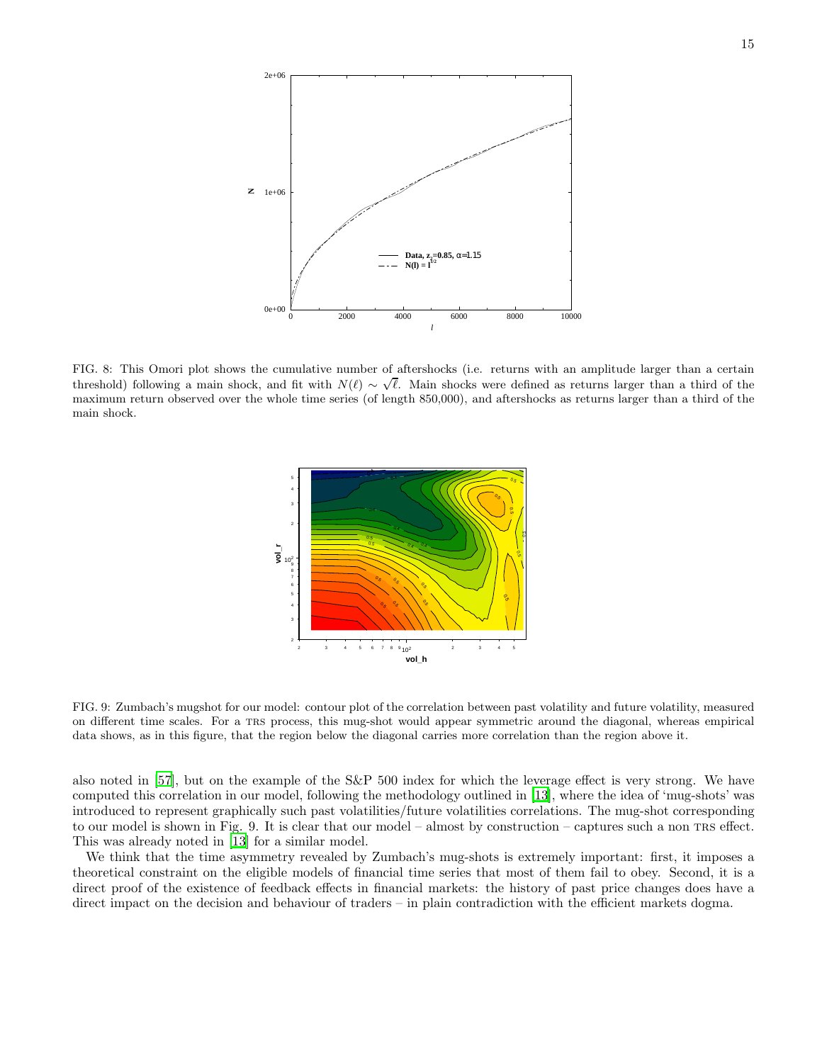FIG. 8: This Omori plot shows the cumulative number of aftershocks (i.e. returns with an amplitude larger than a certain threshold) following a main shock, and fit with $N(\ell) \sim \sqrt{\ell}$. Main shocks were defined as returns larger than a third of the maximum return observed over the whole time series (of length 850,000), and aftershocks as returns larger than a third of the main shock.

FIG. 9: Zumbach's mugshot for our model: contour plot of the correlation between past volatility and future volatility, measured on different time scales. For a TRS process, this mug-shot would appear symmetric around the diagonal, whereas empirical data shows, as in this figure, that the region below the diagonal carries more correlation than the region above it.

also noted in [57], but on the example of the S&P 500 index for which the leverage effect is very strong. We have computed this correlation in our model, following the methodology outlined in [13], where the idea of 'mug-shots' was introduced to represent graphically such past volatilities/future volatilities correlations. The mug-shot corresponding to our model is shown in Fig. 9. It is clear that our model – almost by construction – captures such a non TRS effect. This was already noted in [13] for a similar model.

We think that the time asymmetry revealed by Zumbach's mug-shots is extremely important: first, it imposes a theoretical constraint on the eligible models of financial time series that most of them fail to obey. Second, it is a direct proof of the existence of feedback effects in financial markets: the history of past price changes does have a direct impact on the decision and behaviour of traders – in plain contradiction with the efficient markets dogma.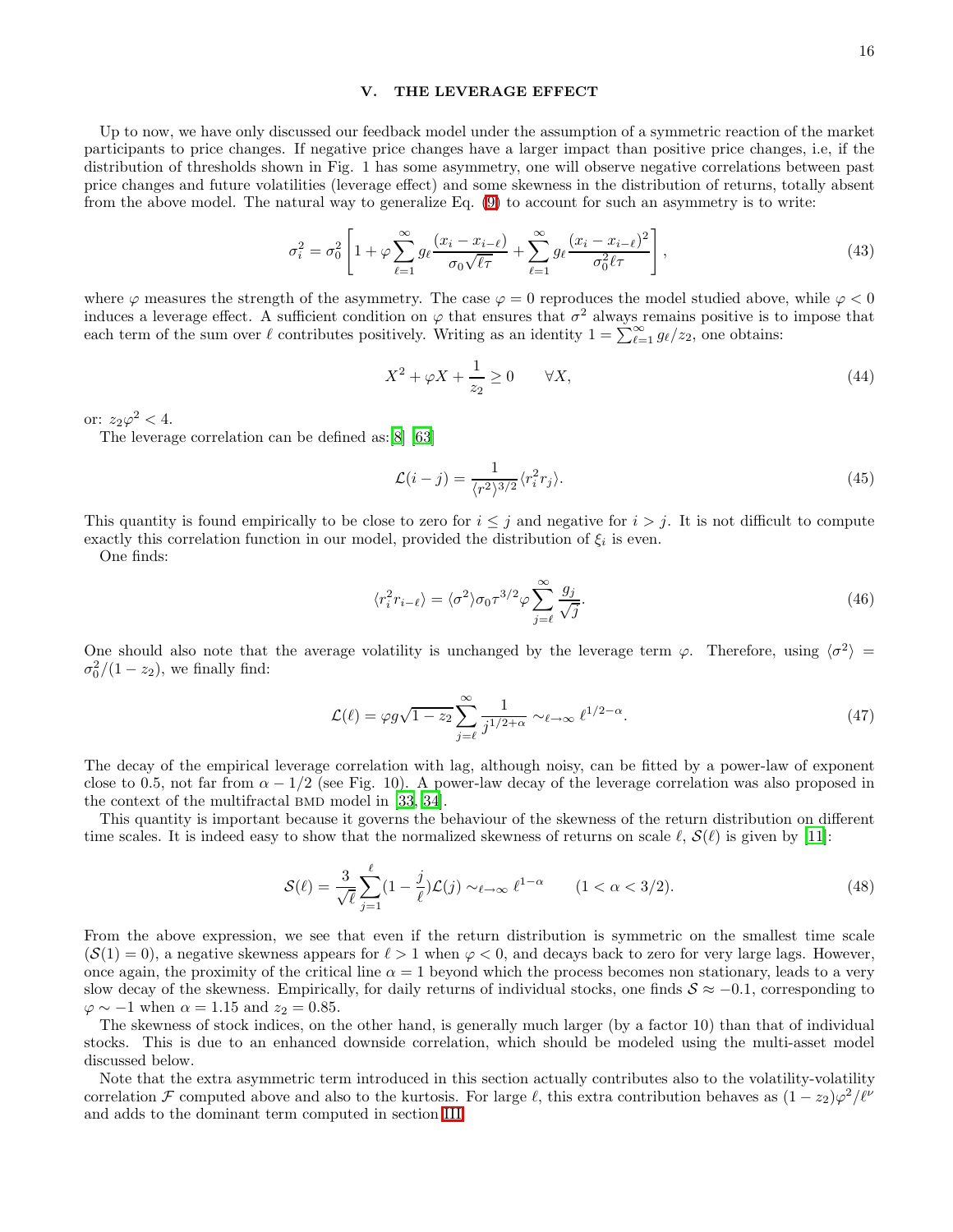## V. THE LEVERAGE EFFECT

Up to now, we have only discussed our feedback model under the assumption of a symmetric reaction of the market participants to price changes. If negative price changes have a larger impact than positive price changes, i.e, if the distribution of thresholds shown in Fig. 1 has some asymmetry, one will observe negative correlations between past price changes and future volatilities (leverage effect) and some skewness in the distribution of returns, totally absent from the above model. The natural way to generalize Eq. (9) to account for such an asymmetry is to write:

$$\sigma_i^2 = \sigma_0^2 \left[ 1 + \varphi \sum_{\ell=1}^{\infty} g_\ell \frac{(x_i - x_{i-\ell})}{\sigma_0 \sqrt{\ell \tau}} + \sum_{\ell=1}^{\infty} g_\ell \frac{(x_i - x_{i-\ell})^2}{\sigma_0^2 \ell \tau} \right], \tag{43}$$

where $\varphi$ measures the strength of the asymmetry. The case $\varphi = 0$ reproduces the model studied above, while $\varphi < 0$ induces a leverage effect. A sufficient condition on $\varphi$ that ensures that $\sigma^2$ always remains positive is to impose that each term of the sum over $\ell$ contributes positively. Writing as an identity $1 = \sum_{\ell=1}^{\infty} g_\ell / z_2$, one obtains:

$$X^2 + \varphi X + \frac{1}{z_2} \geq 0 \qquad \forall X, \tag{44}$$

or: $z_2 \varphi^2 < 4$.

The leverage correlation can be defined as:[8] [63]

$$\mathcal{L}(i-j) = \frac{1}{\langle r^2 \rangle^{3/2}} \langle r_i^2 r_j \rangle. \tag{45}$$

This quantity is found empirically to be close to zero for $i \leq j$ and negative for $i > j$. It is not difficult to compute exactly this correlation function in our model, provided the distribution of $\xi_i$ is even.

One finds:

$$\langle r_i^2 r_{i-\ell} \rangle = \langle \sigma^2 \rangle \sigma_0 \tau^{3/2} \varphi \sum_{j=\ell}^{\infty} \frac{g_j}{\sqrt{j}}. \tag{46}$$

One should also note that the average volatility is unchanged by the leverage term $\varphi$. Therefore, using $\langle \sigma^2 \rangle = \sigma_0^2/(1-z_2)$, we finally find:

$$\mathcal{L}(\ell) = \varphi g \sqrt{1-z_2} \sum_{j=\ell}^{\infty} \frac{1}{j^{1/2+\alpha}} \sim_{\ell \to \infty} \ell^{1/2-\alpha}. \tag{47}$$

The decay of the empirical leverage correlation with lag, although noisy, can be fitted by a power-law of exponent close to 0.5, not far from $\alpha - 1/2$ (see Fig. 10). A power-law decay of the leverage correlation was also proposed in the context of the multifractal BMD model in [33, 34].

This quantity is important because it governs the behaviour of the skewness of the return distribution on different time scales. It is indeed easy to show that the normalized skewness of returns on scale $\ell$, $\mathcal{S}(\ell)$ is given by [11]:

$$\mathcal{S}(\ell) = \frac{3}{\sqrt{\ell}} \sum_{j=1}^{\ell} (1 - \frac{j}{\ell}) \mathcal{L}(j) \sim_{\ell \to \infty} \ell^{1-\alpha} \qquad (1 < \alpha < 3/2). \tag{48}$$

From the above expression, we see that even if the return distribution is symmetric on the smallest time scale ($\mathcal{S}(1) = 0$), a negative skewness appears for $\ell > 1$ when $\varphi < 0$, and decays back to zero for very large lags. However, once again, the proximity of the critical line $\alpha = 1$ beyond which the process becomes non stationary, leads to a very slow decay of the skewness. Empirically, for daily returns of individual stocks, one finds $\mathcal{S} \approx -0.1$, corresponding to $\varphi \sim -1$ when $\alpha = 1.15$ and $z_2 = 0.85$.

The skewness of stock indices, on the other hand, is generally much larger (by a factor 10) than that of individual stocks. This is due to an enhanced downside correlation, which should be modeled using the multi-asset model discussed below.

Note that the extra asymmetric term introduced in this section actually contributes also to the volatility-volatility correlation $\mathcal{F}$ computed above and also to the kurtosis. For large $\ell$, this extra contribution behaves as $(1-z_2)\varphi^2/\ell^\nu$ and adds to the dominant term computed in section III.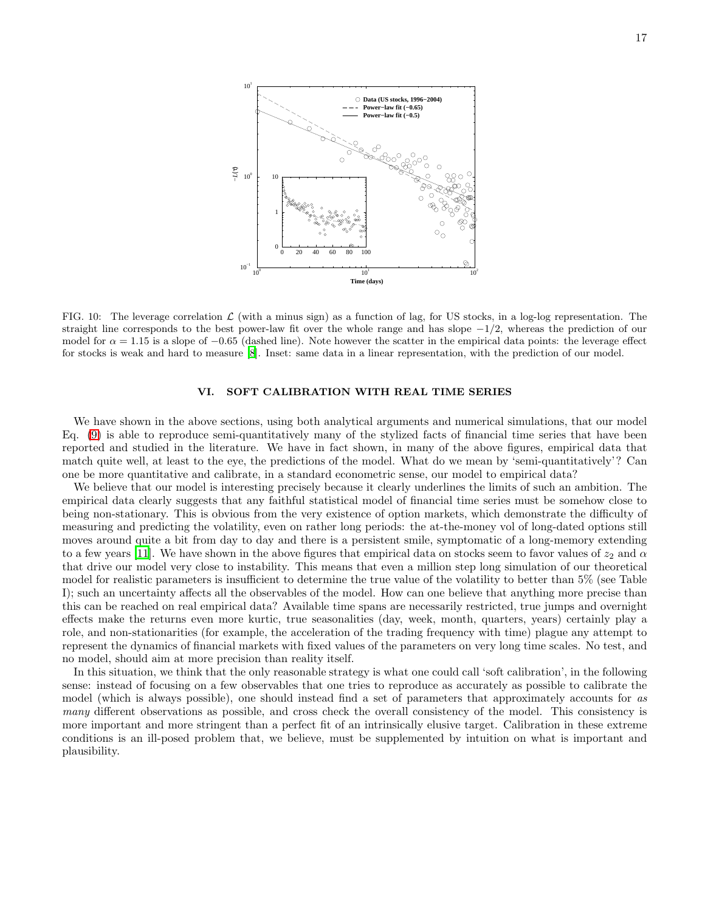FIG. 10: The leverage correlation $\mathcal{L}$ (with a minus sign) as a function of lag, for US stocks, in a log-log representation. The straight line corresponds to the best power-law fit over the whole range and has slope $-1/2$, whereas the prediction of our model for $\alpha = 1.15$ is a slope of $-0.65$ (dashed line). Note however the scatter in the empirical data points: the leverage effect for stocks is weak and hard to measure [8]. Inset: same data in a linear representation, with the prediction of our model.

## VI. SOFT CALIBRATION WITH REAL TIME SERIES

We have shown in the above sections, using both analytical arguments and numerical simulations, that our model Eq. (9) is able to reproduce semi-quantitatively many of the stylized facts of financial time series that have been reported and studied in the literature. We have in fact shown, in many of the above figures, empirical data that match quite well, at least to the eye, the predictions of the model. What do we mean by 'semi-quantitatively'? Can one be more quantitative and calibrate, in a standard econometric sense, our model to empirical data?

We believe that our model is interesting precisely because it clearly underlines the limits of such an ambition. The empirical data clearly suggests that any faithful statistical model of financial time series must be somehow close to being non-stationary. This is obvious from the very existence of option markets, which demonstrate the difficulty of measuring and predicting the volatility, even on rather long periods: the at-the-money vol of long-dated options still moves around quite a bit from day to day and there is a persistent smile, symptomatic of a long-memory extending to a few years [11]. We have shown in the above figures that empirical data on stocks seem to favor values of $z_2$ and $\alpha$ that drive our model very close to instability. This means that even a million step long simulation of our theoretical model for realistic parameters is insufficient to determine the true value of the volatility to better than 5% (see Table I); such an uncertainty affects all the observables of the model. How can one believe that anything more precise than this can be reached on real empirical data? Available time spans are necessarily restricted, true jumps and overnight effects make the returns even more kurtic, true seasonalities (day, week, month, quarters, years) certainly play a role, and non-stationarities (for example, the acceleration of the trading frequency with time) plague any attempt to represent the dynamics of financial markets with fixed values of the parameters on very long time scales. No test, and no model, should aim at more precision than reality itself.

In this situation, we think that the only reasonable strategy is what one could call 'soft calibration', in the following sense: instead of focusing on a few observables that one tries to reproduce as accurately as possible to calibrate the model (which is always possible), one should instead find a set of parameters that approximately accounts for *as many* different observations as possible, and cross check the overall consistency of the model. This consistency is more important and more stringent than a perfect fit of an intrinsically elusive target. Calibration in these extreme conditions is an ill-posed problem that, we believe, must be supplemented by intuition on what is important and plausibility.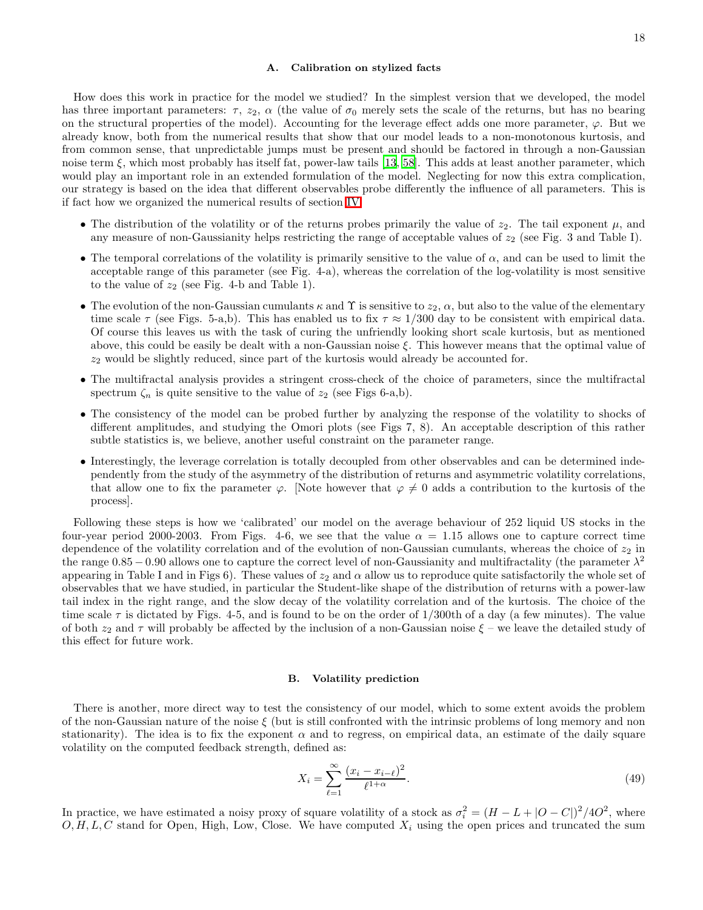### A. Calibration on stylized facts

How does this work in practice for the model we studied? In the simplest version that we developed, the model has three important parameters: $\tau$, $z_2$, $\alpha$ (the value of $\sigma_0$ merely sets the scale of the returns, but has no bearing on the structural properties of the model). Accounting for the leverage effect adds one more parameter, $\varphi$. But we already know, both from the numerical results that show that our model leads to a non-monotonous kurtosis, and from common sense, that unpredictable jumps must be present and should be factored in through a non-Gaussian noise term $\xi$, which most probably has itself fat, power-law tails [13, 58]. This adds at least another parameter, which would play an important role in an extended formulation of the model. Neglecting for now this extra complication, our strategy is based on the idea that different observables probe differently the influence of all parameters. This is if fact how we organized the numerical results of section IV:

- The distribution of the volatility or of the returns probes primarily the value of $z_2$. The tail exponent $\mu$, and any measure of non-Gaussianity helps restricting the range of acceptable values of $z_2$ (see Fig. 3 and Table I).
- The temporal correlations of the volatility is primarily sensitive to the value of $\alpha$, and can be used to limit the acceptable range of this parameter (see Fig. 4-a), whereas the correlation of the log-volatility is most sensitive to the value of $z_2$ (see Fig. 4-b and Table 1).
- The evolution of the non-Gaussian cumulants $\kappa$ and $\Upsilon$ is sensitive to $z_2$, $\alpha$, but also to the value of the elementary time scale $\tau$ (see Figs. 5-a,b). This has enabled us to fix $\tau \approx 1/300$ day to be consistent with empirical data. Of course this leaves us with the task of curing the unfriendly looking short scale kurtosis, but as mentioned above, this could be easily be dealt with a non-Gaussian noise $\xi$. This however means that the optimal value of $z_2$ would be slightly reduced, since part of the kurtosis would already be accounted for.
- The multifractal analysis provides a stringent cross-check of the choice of parameters, since the multifractal spectrum $\zeta_n$ is quite sensitive to the value of $z_2$ (see Figs 6-a,b).
- The consistency of the model can be probed further by analyzing the response of the volatility to shocks of different amplitudes, and studying the Omori plots (see Figs 7, 8). An acceptable description of this rather subtle statistics is, we believe, another useful constraint on the parameter range.
- Interestingly, the leverage correlation is totally decoupled from other observables and can be determined independently from the study of the asymmetry of the distribution of returns and asymmetric volatility correlations, that allow one to fix the parameter $\varphi$. [Note however that $\varphi \neq 0$ adds a contribution to the kurtosis of the process].

Following these steps is how we 'calibrated' our model on the average behaviour of 252 liquid US stocks in the four-year period 2000-2003. From Figs. 4-6, we see that the value $\alpha = 1.15$ allows one to capture correct time dependence of the volatility correlation and of the evolution of non-Gaussian cumulants, whereas the choice of $z_2$ in the range $0.85 - 0.90$ allows one to capture the correct level of non-Gaussianity and multifractality (the parameter $\lambda^2$ appearing in Table I and in Figs 6). These values of $z_2$ and $\alpha$ allow us to reproduce quite satisfactorily the whole set of observables that we have studied, in particular the Student-like shape of the distribution of returns with a power-law tail index in the right range, and the slow decay of the volatility correlation and of the kurtosis. The choice of the time scale $\tau$ is dictated by Figs. 4-5, and is found to be on the order of 1/300th of a day (a few minutes). The value of both $z_2$ and $\tau$ will probably be affected by the inclusion of a non-Gaussian noise $\xi$ – we leave the detailed study of this effect for future work.

### B. Volatility prediction

There is another, more direct way to test the consistency of our model, which to some extent avoids the problem of the non-Gaussian nature of the noise $\xi$ (but is still confronted with the intrinsic problems of long memory and non stationarity). The idea is to fix the exponent $\alpha$ and to regress, on empirical data, an estimate of the daily square volatility on the computed feedback strength, defined as:

$$X_i = \sum_{\ell=1}^{\infty} \frac{(x_i - x_{i-\ell})^2}{\ell^{1+\alpha}}. \tag{49}$$

In practice, we have estimated a noisy proxy of square volatility of a stock as $\sigma_i^2 = (H - L + |O - C|)^2/4O^2$, where $O, H, L, C$ stand for Open, High, Low, Close. We have computed $X_i$ using the open prices and truncated the sum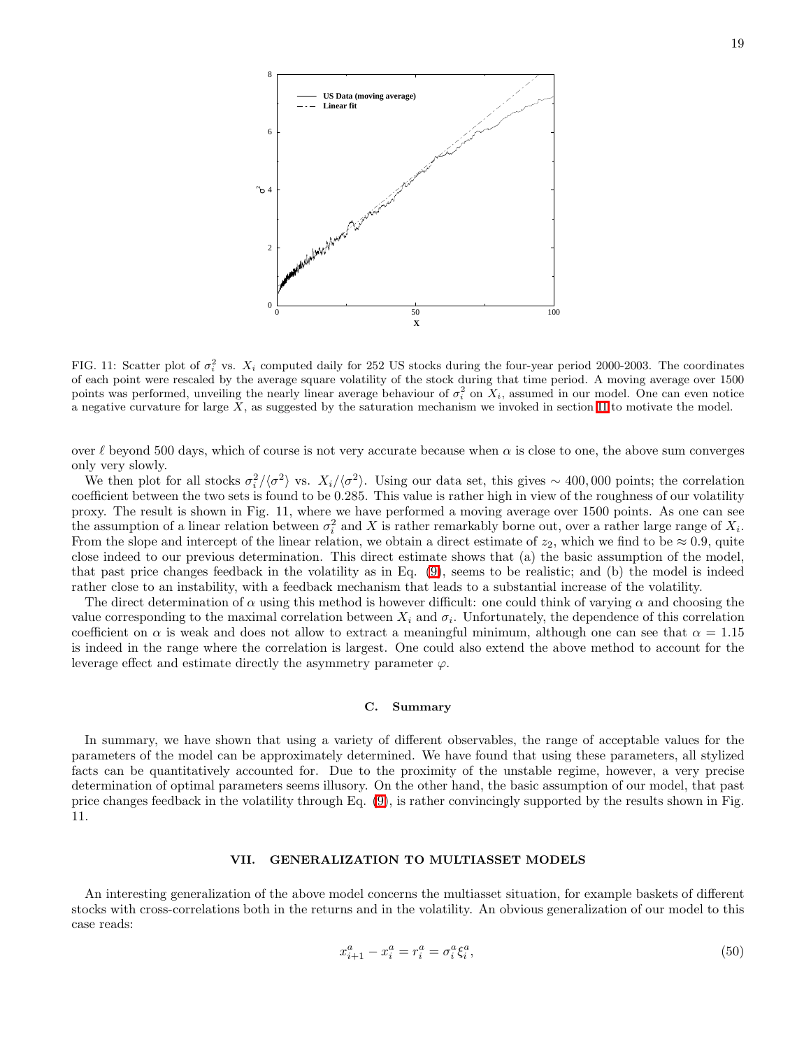FIG. 11: Scatter plot of $\sigma_i^2$ vs. $X_i$ computed daily for 252 US stocks during the four-year period 2000-2003. The coordinates of each point were rescaled by the average square volatility of the stock during that time period. A moving average over 1500 points was performed, unveiling the nearly linear average behaviour of $\sigma_i^2$ on $X_i$, assumed in our model. One can even notice a negative curvature for large $X$, as suggested by the saturation mechanism we invoked in section II to motivate the model.

over $\ell$ beyond 500 days, which of course is not very accurate because when $\alpha$ is close to one, the above sum converges only very slowly.

We then plot for all stocks $\sigma_i^2/\langle\sigma^2\rangle$ vs. $X_i/\langle\sigma^2\rangle$. Using our data set, this gives $\sim 400,000$ points; the correlation coefficient between the two sets is found to be 0.285. This value is rather high in view of the roughness of our volatility proxy. The result is shown in Fig. 11, where we have performed a moving average over 1500 points. As one can see the assumption of a linear relation between $\sigma_i^2$ and $X$ is rather remarkably borne out, over a rather large range of $X_i$. From the slope and intercept of the linear relation, we obtain a direct estimate of $z_2$, which we find to be $\approx 0.9$, quite close indeed to our previous determination. This direct estimate shows that (a) the basic assumption of the model, that past price changes feedback in the volatility as in Eq. (9), seems to be realistic; and (b) the model is indeed rather close to an instability, with a feedback mechanism that leads to a substantial increase of the volatility.

The direct determination of $\alpha$ using this method is however difficult: one could think of varying $\alpha$ and choosing the value corresponding to the maximal correlation between $X_i$ and $\sigma_i$. Unfortunately, the dependence of this correlation coefficient on $\alpha$ is weak and does not allow to extract a meaningful minimum, although one can see that $\alpha = 1.15$ is indeed in the range where the correlation is largest. One could also extend the above method to account for the leverage effect and estimate directly the asymmetry parameter $\varphi$.

### C. Summary

In summary, we have shown that using a variety of different observables, the range of acceptable values for the parameters of the model can be approximately determined. We have found that using these parameters, all stylized facts can be quantitatively accounted for. Due to the proximity of the unstable regime, however, a very precise determination of optimal parameters seems illusory. On the other hand, the basic assumption of our model, that past price changes feedback in the volatility through Eq. (9), is rather convincingly supported by the results shown in Fig. 11.

## VII. GENERALIZATION TO MULTIASSET MODELS

An interesting generalization of the above model concerns the multiasset situation, for example baskets of different stocks with cross-correlations both in the returns and in the volatility. An obvious generalization of our model to this case reads:

$$x_{i+1}^a - x_i^a = r_i^a = \sigma_i^a \xi_i^a, \tag{50}$$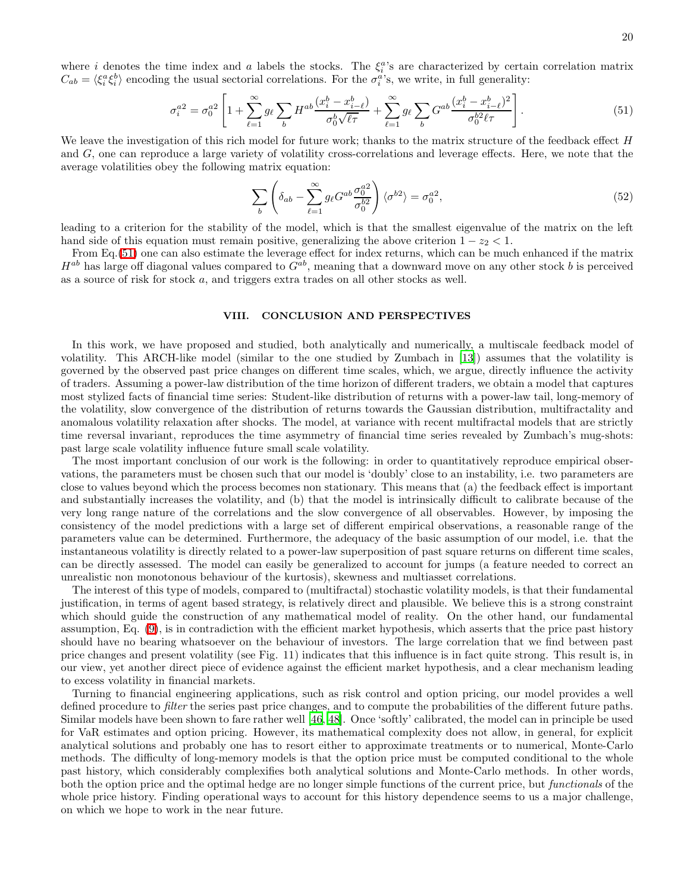where $i$ denotes the time index and $a$ labels the stocks. The $\xi_i^a$'s are characterized by certain correlation matrix $C_{ab} = \langle \xi_i^a \xi_i^b \rangle$ encoding the usual sectorial correlations. For the $\sigma_i^a$'s, we write, in full generality:

$$\sigma_i^{a2} = \sigma_0^{a2} \left[ 1 + \sum_{\ell=1}^{\infty} g_\ell \sum_b H^{ab} \frac{(x_i^b - x_{i-\ell}^b)}{\sigma_0^b \sqrt{\ell \tau}} + \sum_{\ell=1}^{\infty} g_\ell \sum_b G^{ab} \frac{(x_i^b - x_{i-\ell}^b)^2}{\sigma_0^{b2} \ell \tau} \right]. \tag{51}$$

We leave the investigation of this rich model for future work; thanks to the matrix structure of the feedback effect $H$ and $G$, one can reproduce a large variety of volatility cross-correlations and leverage effects. Here, we note that the average volatilities obey the following matrix equation:

$$\sum_b \left( \delta_{ab} - \sum_{\ell=1}^{\infty} g_\ell G^{ab} \frac{\sigma_0^{a2}}{\sigma_0^{b2}} \right) \langle \sigma^{b2} \rangle = \sigma_0^{a2}, \tag{52}$$

leading to a criterion for the stability of the model, which is that the smallest eigenvalue of the matrix on the left hand side of this equation must remain positive, generalizing the above criterion $1 - z_2 < 1$.

From Eq.(51) one can also estimate the leverage effect for index returns, which can be much enhanced if the matrix $H^{ab}$ has large off diagonal values compared to $G^{ab}$, meaning that a downward move on any other stock $b$ is perceived as a source of risk for stock $a$, and triggers extra trades on all other stocks as well.

## VIII. CONCLUSION AND PERSPECTIVES

In this work, we have proposed and studied, both analytically and numerically, a multiscale feedback model of volatility. This ARCH-like model (similar to the one studied by Zumbach in [13]) assumes that the volatility is governed by the observed past price changes on different time scales, which, we argue, directly influence the activity of traders. Assuming a power-law distribution of the time horizon of different traders, we obtain a model that captures most stylized facts of financial time series: Student-like distribution of returns with a power-law tail, long-memory of the volatility, slow convergence of the distribution of returns towards the Gaussian distribution, multifractality and anomalous volatility relaxation after shocks. The model, at variance with recent multifractal models that are strictly time reversal invariant, reproduces the time asymmetry of financial time series revealed by Zumbach's mug-shots: past large scale volatility influence future small scale volatility.

The most important conclusion of our work is the following: in order to quantitatively reproduce empirical observations, the parameters must be chosen such that our model is 'doubly' close to an instability, i.e. two parameters are close to values beyond which the process becomes non stationary. This means that (a) the feedback effect is important and substantially increases the volatility, and (b) that the model is intrinsically difficult to calibrate because of the very long range nature of the correlations and the slow convergence of all observables. However, by imposing the consistency of the model predictions with a large set of different empirical observations, a reasonable range of the parameters value can be determined. Furthermore, the adequacy of the basic assumption of our model, i.e. that the instantaneous volatility is directly related to a power-law superposition of past square returns on different time scales, can be directly assessed. The model can easily be generalized to account for jumps (a feature needed to correct an unrealistic non monotonous behaviour of the kurtosis), skewness and multiasset correlations.

The interest of this type of models, compared to (multifractal) stochastic volatility models, is that their fundamental justification, in terms of agent based strategy, is relatively direct and plausible. We believe this is a strong constraint which should guide the construction of any mathematical model of reality. On the other hand, our fundamental assumption, Eq. (9), is in contradiction with the efficient market hypothesis, which asserts that the price past history should have no bearing whatsoever on the behaviour of investors. The large correlation that we find between past price changes and present volatility (see Fig. 11) indicates that this influence is in fact quite strong. This result is, in our view, yet another direct piece of evidence against the efficient market hypothesis, and a clear mechanism leading to excess volatility in financial markets.

Turning to financial engineering applications, such as risk control and option pricing, our model provides a well defined procedure to *filter* the series past price changes, and to compute the probabilities of the different future paths. Similar models have been shown to fare rather well [46, 48]. Once 'softly' calibrated, the model can in principle be used for VaR estimates and option pricing. However, its mathematical complexity does not allow, in general, for explicit analytical solutions and probably one has to resort either to approximate treatments or to numerical, Monte-Carlo methods. The difficulty of long-memory models is that the option price must be computed conditional to the whole past history, which considerably complexifies both analytical solutions and Monte-Carlo methods. In other words, both the option price and the optimal hedge are no longer simple functions of the current price, but *functionals* of the whole price history. Finding operational ways to account for this history dependence seems to us a major challenge, on which we hope to work in the near future.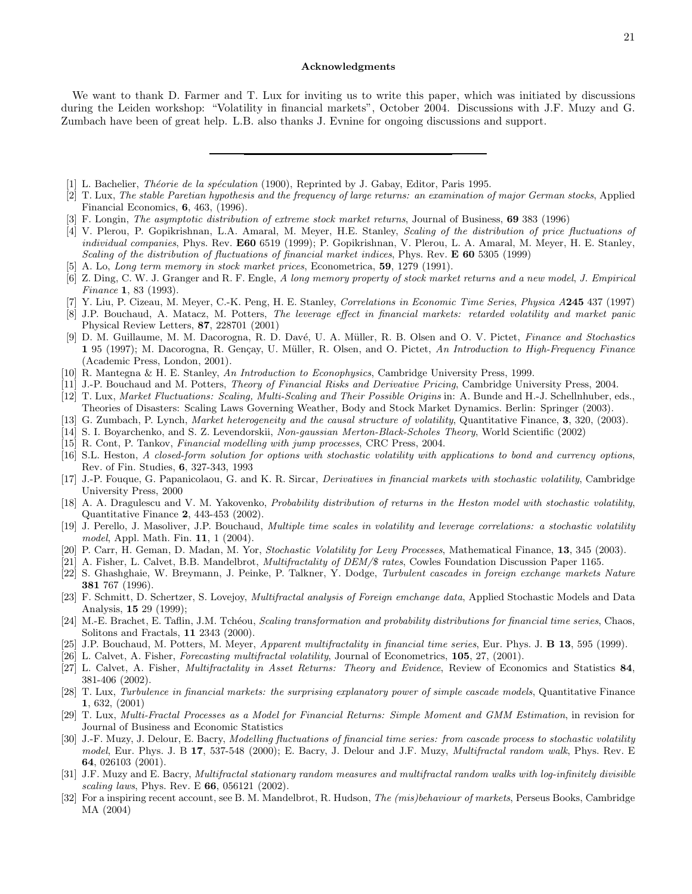**Acknowledgments**

We want to thank D. Farmer and T. Lux for inviting us to write this paper, which was initiated by discussions during the Leiden workshop: "Volatility in financial markets", October 2004. Discussions with J.F. Muzy and G. Zumbach have been of great help. L.B. also thanks J. Evnine for ongoing discussions and support.

---

[1] L. Bachelier, *Théorie de la spéculation* (1900), Reprinted by J. Gabay, Editor, Paris 1995.

[2] T. Lux, *The stable Paretian hypothesis and the frequency of large returns: an examination of major German stocks*, Applied Financial Economics, **6**, 463, (1996).

[3] F. Longin, *The asymptotic distribution of extreme stock market returns*, Journal of Business, **69** 383 (1996)

[4] V. Plerou, P. Gopikrishnan, L.A. Amaral, M. Meyer, H.E. Stanley, *Scaling of the distribution of price fluctuations of individual companies*, Phys. Rev. **E60** 6519 (1999); P. Gopikrishnan, V. Plerou, L. A. Amaral, M. Meyer, H. E. Stanley, *Scaling of the distribution of fluctuations of financial market indices*, Phys. Rev. **E 60** 5305 (1999)

[5] A. Lo, *Long term memory in stock market prices*, Econometrica, **59**, 1279 (1991).

[6] Z. Ding, C. W. J. Granger and R. F. Engle, *A long memory property of stock market returns and a new model*, *J. Empirical Finance* **1**, 83 (1993).

[7] Y. Liu, P. Cizeau, M. Meyer, C.-K. Peng, H. E. Stanley, *Correlations in Economic Time Series*, *Physica A***245** 437 (1997)

[8] J.P. Bouchaud, A. Matacz, M. Potters, *The leverage effect in financial markets: retarded volatility and market panic* Physical Review Letters, **87**, 228701 (2001)

[9] D. M. Guillaume, M. M. Dacorogna, R. D. Davé, U. A. Müller, R. B. Olsen and O. V. Pictet, *Finance and Stochastics* **1** 95 (1997); M. Dacorogna, R. Gençay, U. Müller, R. Olsen, and O. Pictet, *An Introduction to High-Frequency Finance* (Academic Press, London, 2001).

[10] R. Mantegna & H. E. Stanley, *An Introduction to Econophysics*, Cambridge University Press, 1999.

[11] J.-P. Bouchaud and M. Potters, *Theory of Financial Risks and Derivative Pricing*, Cambridge University Press, 2004.

[12] T. Lux, *Market Fluctuations: Scaling, Multi-Scaling and Their Possible Origins* in: A. Bunde and H.-J. Schellnhuber, eds., Theories of Disasters: Scaling Laws Governing Weather, Body and Stock Market Dynamics. Berlin: Springer (2003).

[13] G. Zumbach, P. Lynch, *Market heterogeneity and the causal structure of volatility*, Quantitative Finance, **3**, 320, (2003).

[14] S. I. Boyarchenko, and S. Z. Levendorskii, *Non-gaussian Merton-Black-Scholes Theory*, World Scientific (2002)

[15] R. Cont, P. Tankov, *Financial modelling with jump processes*, CRC Press, 2004.

[16] S.L. Heston, *A closed-form solution for options with stochastic volatility with applications to bond and currency options*, Rev. of Fin. Studies, **6**, 327-343, 1993

[17] J.-P. Fouque, G. Papanicolaou, G. and K. R. Sircar, *Derivatives in financial markets with stochastic volatility*, Cambridge University Press, 2000

[18] A. A. Dragulescu and V. M. Yakovenko, *Probability distribution of returns in the Heston model with stochastic volatility*, Quantitative Finance **2**, 443-453 (2002).

[19] J. Perello, J. Masoliver, J.P. Bouchaud, *Multiple time scales in volatility and leverage correlations: a stochastic volatility model*, Appl. Math. Fin. **11**, 1 (2004).

[20] P. Carr, H. Geman, D. Madan, M. Yor, *Stochastic Volatility for Levy Processes*, Mathematical Finance, **13**, 345 (2003).

[21] A. Fisher, L. Calvet, B.B. Mandelbrot, *Multifractality of DEM/$ rates*, Cowles Foundation Discussion Paper 1165.

[22] S. Ghashghaie, W. Breymann, J. Peinke, P. Talkner, Y. Dodge, *Turbulent cascades in foreign exchange markets Nature* **381** 767 (1996).

[23] F. Schmitt, D. Schertzer, S. Lovejoy, *Multifractal analysis of Foreign emchange data*, Applied Stochastic Models and Data Analysis, **15** 29 (1999);

[24] M.-E. Brachet, E. Taflin, J.M. Tchéou, *Scaling transformation and probability distributions for financial time series*, Chaos, Solitons and Fractals, **11** 2343 (2000).

[25] J.P. Bouchaud, M. Potters, M. Meyer, *Apparent multifractality in financial time series*, Eur. Phys. J. **B 13**, 595 (1999).

[26] L. Calvet, A. Fisher, *Forecasting multifractal volatility*, Journal of Econometrics, **105**, 27, (2001).

[27] L. Calvet, A. Fisher, *Multifractality in Asset Returns: Theory and Evidence*, Review of Economics and Statistics **84**, 381-406 (2002).

[28] T. Lux, *Turbulence in financial markets: the surprising explanatory power of simple cascade models*, Quantitative Finance **1**, 632, (2001)

[29] T. Lux, *Multi-Fractal Processes as a Model for Financial Returns: Simple Moment and GMM Estimation*, in revision for Journal of Business and Economic Statistics

[30] J.-F. Muzy, J. Delour, E. Bacry, *Modelling fluctuations of financial time series: from cascade process to stochastic volatility model*, Eur. Phys. J. B **17**, 537-548 (2000); E. Bacry, J. Delour and J.F. Muzy, *Multifractal random walk*, Phys. Rev. E **64**, 026103 (2001).

[31] J.F. Muzy and E. Bacry, *Multifractal stationary random measures and multifractal random walks with log-infinitely divisible scaling laws*, Phys. Rev. E **66**, 056121 (2002).

[32] For a inspiring recent account, see B. M. Mandelbrot, R. Hudson, *The (mis)behaviour of markets*, Perseus Books, Cambridge MA (2004)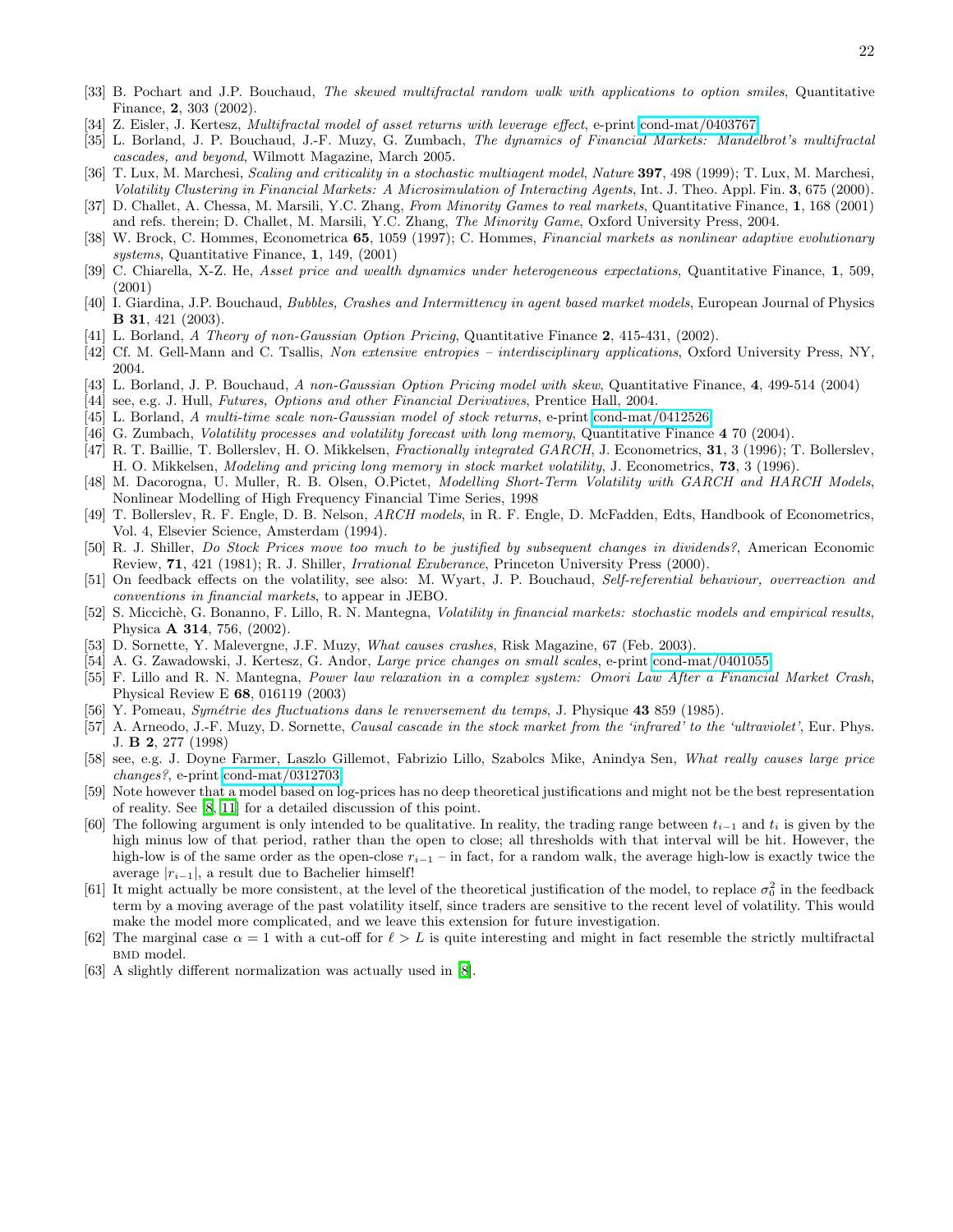[33] B. Pochart and J.P. Bouchaud, *The skewed multifractal random walk with applications to option smiles*, Quantitative Finance, **2**, 303 (2002).

[34] Z. Eisler, J. Kertesz, *Multifractal model of asset returns with leverage effect*, e-print cond-mat/0403767.

[35] L. Borland, J. P. Bouchaud, J.-F. Muzy, G. Zumbach, *The dynamics of Financial Markets: Mandelbrot's multifractal cascades, and beyond*, Wilmott Magazine, March 2005.

[36] T. Lux, M. Marchesi, *Scaling and criticality in a stochastic multiagent model*, *Nature* **397**, 498 (1999); T. Lux, M. Marchesi, *Volatility Clustering in Financial Markets: A Microsimulation of Interacting Agents*, Int. J. Theo. Appl. Fin. **3**, 675 (2000).

[37] D. Challet, A. Chessa, M. Marsili, Y.C. Zhang, *From Minority Games to real markets*, Quantitative Finance, **1**, 168 (2001) and refs. therein; D. Challet, M. Marsili, Y.C. Zhang, *The Minority Game*, Oxford University Press, 2004.

[38] W. Brock, C. Hommes, Econometrica **65**, 1059 (1997); C. Hommes, *Financial markets as nonlinear adaptive evolutionary systems*, Quantitative Finance, **1**, 149, (2001)

[39] C. Chiarella, X-Z. He, *Asset price and wealth dynamics under heterogeneous expectations*, Quantitative Finance, **1**, 509, (2001)

[40] I. Giardina, J.P. Bouchaud, *Bubbles, Crashes and Intermittency in agent based market models*, European Journal of Physics **B 31**, 421 (2003).

[41] L. Borland, *A Theory of non-Gaussian Option Pricing*, Quantitative Finance **2**, 415-431, (2002).

[42] Cf. M. Gell-Mann and C. Tsallis, *Non extensive entropies – interdisciplinary applications*, Oxford University Press, NY, 2004.

[43] L. Borland, J. P. Bouchaud, *A non-Gaussian Option Pricing model with skew*, Quantitative Finance, **4**, 499-514 (2004)

[44] see, e.g. J. Hull, *Futures, Options and other Financial Derivatives*, Prentice Hall, 2004.

[45] L. Borland, *A multi-time scale non-Gaussian model of stock returns*, e-print cond-mat/0412526.

[46] G. Zumbach, *Volatility processes and volatility forecast with long memory*, Quantitative Finance **4** 70 (2004).

[47] R. T. Baillie, T. Bollerslev, H. O. Mikkelsen, *Fractionally integrated GARCH*, J. Econometrics, **31**, 3 (1996); T. Bollerslev, H. O. Mikkelsen, *Modeling and pricing long memory in stock market volatility*, J. Econometrics, **73**, 3 (1996).

[48] M. Dacorogna, U. Muller, R. B. Olsen, O.Pictet, *Modelling Short-Term Volatility with GARCH and HARCH Models*, Nonlinear Modelling of High Frequency Financial Time Series, 1998

[49] T. Bollerslev, R. F. Engle, D. B. Nelson, *ARCH models*, in R. F. Engle, D. McFadden, Edts, Handbook of Econometrics, Vol. 4, Elsevier Science, Amsterdam (1994).

[50] R. J. Shiller, *Do Stock Prices move too much to be justified by subsequent changes in dividends?*, American Economic Review, **71**, 421 (1981); R. J. Shiller, *Irrational Exuberance*, Princeton University Press (2000).

[51] On feedback effects on the volatility, see also: M. Wyart, J. P. Bouchaud, *Self-referential behaviour, overreaction and conventions in financial markets*, to appear in JEBO.

[52] S. Miccichè, G. Bonanno, F. Lillo, R. N. Mantegna, *Volatility in financial markets: stochastic models and empirical results*, Physica **A 314**, 756, (2002).

[53] D. Sornette, Y. Malevergne, J.F. Muzy, *What causes crashes*, Risk Magazine, 67 (Feb. 2003).

[54] A. G. Zawadowski, J. Kertesz, G. Andor, *Large price changes on small scales*, e-print cond-mat/0401055.

[55] F. Lillo and R. N. Mantegna, *Power law relaxation in a complex system: Omori Law After a Financial Market Crash*, Physical Review E **68**, 016119 (2003)

[56] Y. Pomeau, *Symétrie des fluctuations dans le renversement du temps*, J. Physique **43** 859 (1985).

[57] A. Arneodo, J.-F. Muzy, D. Sornette, *Causal cascade in the stock market from the 'infrared' to the 'ultraviolet'*, Eur. Phys. J. **B 2**, 277 (1998)

[58] see, e.g. J. Doyne Farmer, Laszlo Gillemot, Fabrizio Lillo, Szabolcs Mike, Anindya Sen, *What really causes large price changes?*, e-print cond-mat/0312703.

[59] Note however that a model based on log-prices has no deep theoretical justifications and might not be the best representation of reality. See [8, 11] for a detailed discussion of this point.

[60] The following argument is only intended to be qualitative. In reality, the trading range between $t_{i-1}$ and $t_i$ is given by the high minus low of that period, rather than the open to close; all thresholds with that interval will be hit. However, the high-low is of the same order as the open-close $r_{i-1}$ – in fact, for a random walk, the average high-low is exactly twice the average $|r_{i-1}|$, a result due to Bachelier himself!

[61] It might actually be more consistent, at the level of the theoretical justification of the model, to replace $\sigma_0^2$ in the feedback term by a moving average of the past volatility itself, since traders are sensitive to the recent level of volatility. This would make the model more complicated, and we leave this extension for future investigation.

[62] The marginal case $\alpha = 1$ with a cut-off for $\ell > L$ is quite interesting and might in fact resemble the strictly multifractal BMD model.

[63] A slightly different normalization was actually used in [8].